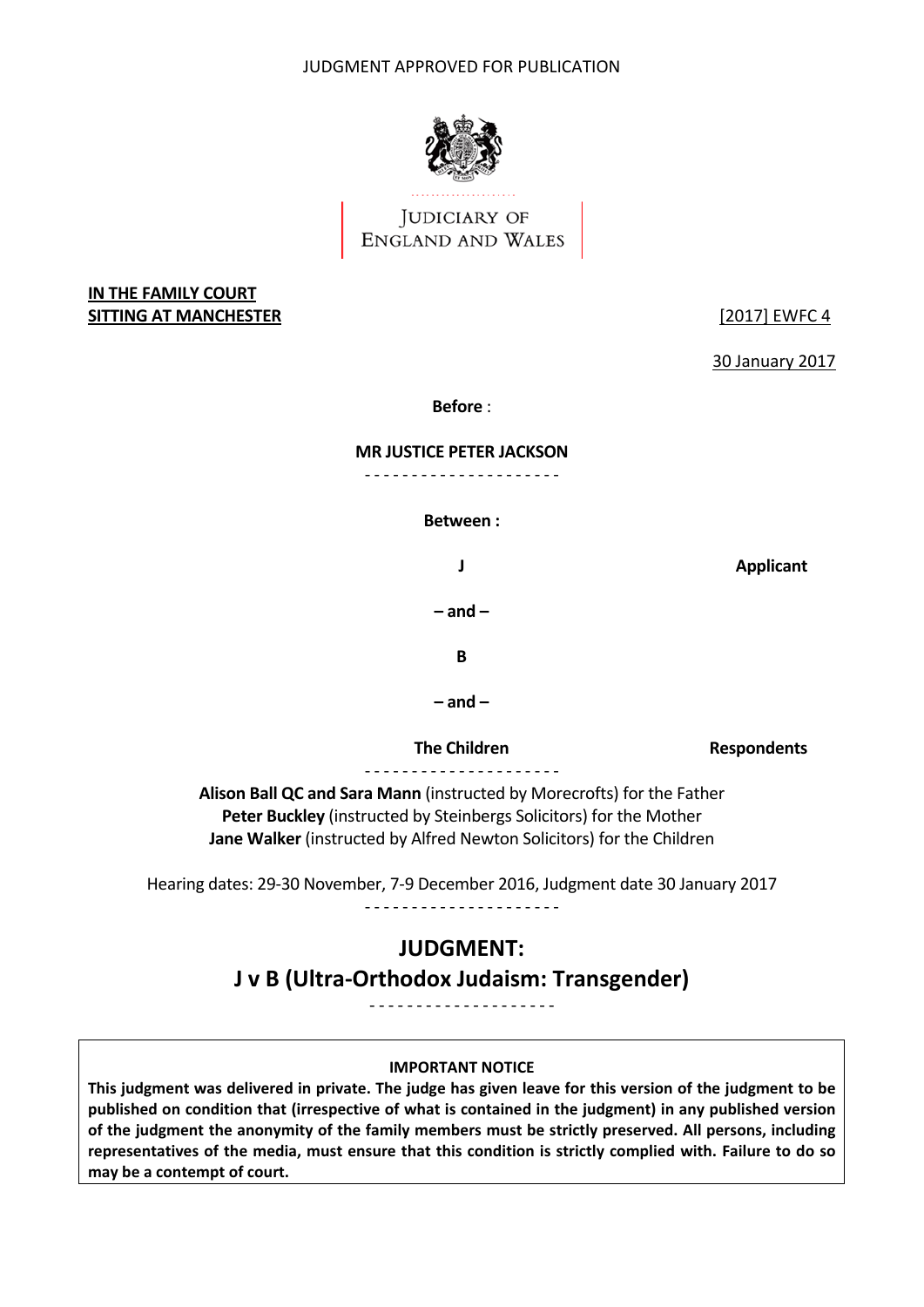JUDGMENT APPROVED FOR PUBLICATION

JUDICIARY OF
ENGLAND AND WALES

**IN THE FAMILY COURT**
**SITTING AT MANCHESTER**

[2017] EWFC 4

30 January 2017

**Before** :

**MR JUSTICE PETER JACKSON**

- - - - - - - - - - - - - - - - - - - - -

**Between :**

| | |
|---|---|
| **J** | **Applicant** |
| **– and –** | |
| **B** | |
| **– and –** | |
| **The Children** | **Respondents** |

- - - - - - - - - - - - - - - - - - - - -

**Alison Ball QC and Sara Mann** (instructed by Morecrofts) for the Father
**Peter Buckley** (instructed by Steinbergs Solicitors) for the Mother
**Jane Walker** (instructed by Alfred Newton Solicitors) for the Children

Hearing dates: 29-30 November, 7-9 December 2016, Judgment date 30 January 2017

- - - - - - - - - - - - - - - - - - - - -

# JUDGMENT:
# J v B (Ultra-Orthodox Judaism: Transgender)

- - - - - - - - - - - - - - - - - - - -

**IMPORTANT NOTICE**

**This judgment was delivered in private. The judge has given leave for this version of the judgment to be published on condition that (irrespective of what is contained in the judgment) in any published version of the judgment the anonymity of the family members must be strictly preserved. All persons, including representatives of the media, must ensure that this condition is strictly complied with. Failure to do so may be a contempt of court.**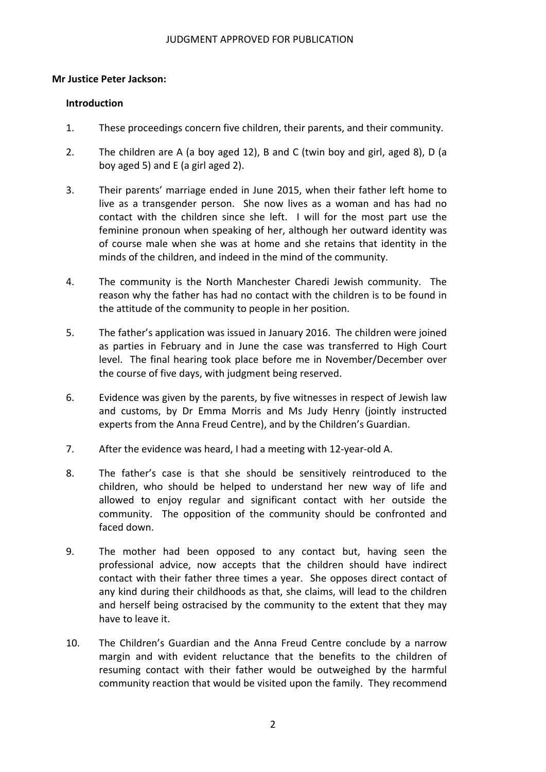**Mr Justice Peter Jackson:**

**Introduction**

1. These proceedings concern five children, their parents, and their community.

2. The children are A (a boy aged 12), B and C (twin boy and girl, aged 8), D (a boy aged 5) and E (a girl aged 2).

3. Their parents' marriage ended in June 2015, when their father left home to live as a transgender person. She now lives as a woman and has had no contact with the children since she left. I will for the most part use the feminine pronoun when speaking of her, although her outward identity was of course male when she was at home and she retains that identity in the minds of the children, and indeed in the mind of the community.

4. The community is the North Manchester Charedi Jewish community. The reason why the father has had no contact with the children is to be found in the attitude of the community to people in her position.

5. The father's application was issued in January 2016. The children were joined as parties in February and in June the case was transferred to High Court level. The final hearing took place before me in November/December over the course of five days, with judgment being reserved.

6. Evidence was given by the parents, by five witnesses in respect of Jewish law and customs, by Dr Emma Morris and Ms Judy Henry (jointly instructed experts from the Anna Freud Centre), and by the Children's Guardian.

7. After the evidence was heard, I had a meeting with 12-year-old A.

8. The father's case is that she should be sensitively reintroduced to the children, who should be helped to understand her new way of life and allowed to enjoy regular and significant contact with her outside the community. The opposition of the community should be confronted and faced down.

9. The mother had been opposed to any contact but, having seen the professional advice, now accepts that the children should have indirect contact with their father three times a year. She opposes direct contact of any kind during their childhoods as that, she claims, will lead to the children and herself being ostracised by the community to the extent that they may have to leave it.

10. The Children's Guardian and the Anna Freud Centre conclude by a narrow margin and with evident reluctance that the benefits to the children of resuming contact with their father would be outweighed by the harmful community reaction that would be visited upon the family. They recommend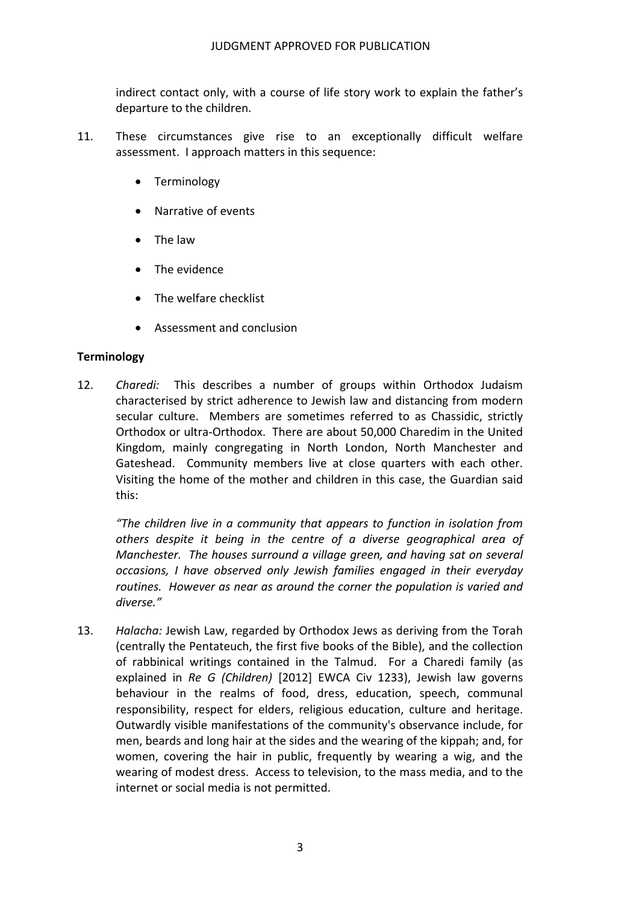indirect contact only, with a course of life story work to explain the father's departure to the children.

11. These circumstances give rise to an exceptionally difficult welfare assessment. I approach matters in this sequence:

    - Terminology
    - Narrative of events
    - The law
    - The evidence
    - The welfare checklist
    - Assessment and conclusion

**Terminology**

12. *Charedi:* This describes a number of groups within Orthodox Judaism characterised by strict adherence to Jewish law and distancing from modern secular culture. Members are sometimes referred to as Chassidic, strictly Orthodox or ultra-Orthodox. There are about 50,000 Charedim in the United Kingdom, mainly congregating in North London, North Manchester and Gateshead. Community members live at close quarters with each other. Visiting the home of the mother and children in this case, the Guardian said this:

    *"The children live in a community that appears to function in isolation from others despite it being in the centre of a diverse geographical area of Manchester. The houses surround a village green, and having sat on several occasions, I have observed only Jewish families engaged in their everyday routines. However as near as around the corner the population is varied and diverse."*

13. *Halacha:* Jewish Law, regarded by Orthodox Jews as deriving from the Torah (centrally the Pentateuch, the first five books of the Bible), and the collection of rabbinical writings contained in the Talmud. For a Charedi family (as explained in *Re G (Children)* [2012] EWCA Civ 1233), Jewish law governs behaviour in the realms of food, dress, education, speech, communal responsibility, respect for elders, religious education, culture and heritage. Outwardly visible manifestations of the community's observance include, for men, beards and long hair at the sides and the wearing of the kippah; and, for women, covering the hair in public, frequently by wearing a wig, and the wearing of modest dress. Access to television, to the mass media, and to the internet or social media is not permitted.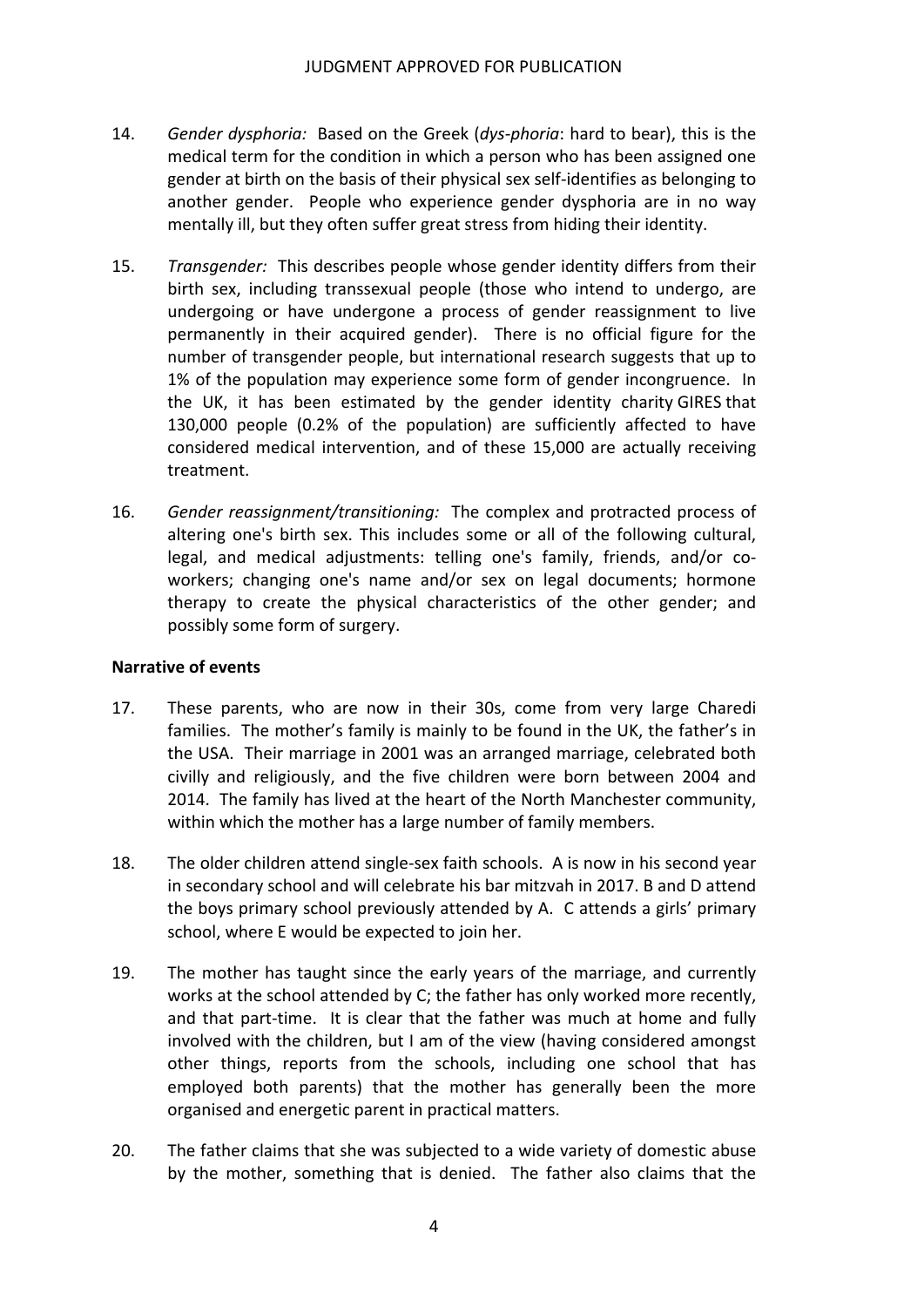14. *Gender dysphoria:* Based on the Greek (*dys-phoria*: hard to bear), this is the medical term for the condition in which a person who has been assigned one gender at birth on the basis of their physical sex self-identifies as belonging to another gender. People who experience gender dysphoria are in no way mentally ill, but they often suffer great stress from hiding their identity.

15. *Transgender:* This describes people whose gender identity differs from their birth sex, including transsexual people (those who intend to undergo, are undergoing or have undergone a process of gender reassignment to live permanently in their acquired gender). There is no official figure for the number of transgender people, but international research suggests that up to 1% of the population may experience some form of gender incongruence. In the UK, it has been estimated by the gender identity charity GIRES that 130,000 people (0.2% of the population) are sufficiently affected to have considered medical intervention, and of these 15,000 are actually receiving treatment.

16. *Gender reassignment/transitioning:* The complex and protracted process of altering one's birth sex. This includes some or all of the following cultural, legal, and medical adjustments: telling one's family, friends, and/or co-workers; changing one's name and/or sex on legal documents; hormone therapy to create the physical characteristics of the other gender; and possibly some form of surgery.

**Narrative of events**

17. These parents, who are now in their 30s, come from very large Charedi families. The mother's family is mainly to be found in the UK, the father's in the USA. Their marriage in 2001 was an arranged marriage, celebrated both civilly and religiously, and the five children were born between 2004 and 2014. The family has lived at the heart of the North Manchester community, within which the mother has a large number of family members.

18. The older children attend single-sex faith schools. A is now in his second year in secondary school and will celebrate his bar mitzvah in 2017. B and D attend the boys primary school previously attended by A. C attends a girls' primary school, where E would be expected to join her.

19. The mother has taught since the early years of the marriage, and currently works at the school attended by C; the father has only worked more recently, and that part-time. It is clear that the father was much at home and fully involved with the children, but I am of the view (having considered amongst other things, reports from the schools, including one school that has employed both parents) that the mother has generally been the more organised and energetic parent in practical matters.

20. The father claims that she was subjected to a wide variety of domestic abuse by the mother, something that is denied. The father also claims that the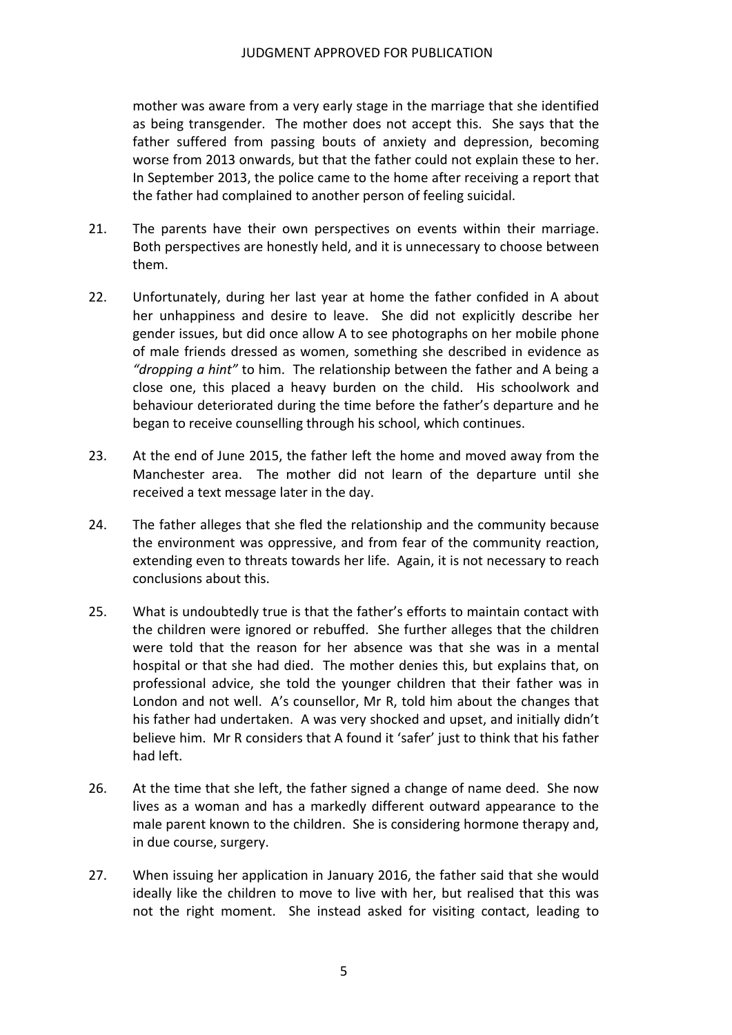mother was aware from a very early stage in the marriage that she identified as being transgender. The mother does not accept this. She says that the father suffered from passing bouts of anxiety and depression, becoming worse from 2013 onwards, but that the father could not explain these to her. In September 2013, the police came to the home after receiving a report that the father had complained to another person of feeling suicidal.

21. The parents have their own perspectives on events within their marriage. Both perspectives are honestly held, and it is unnecessary to choose between them.

22. Unfortunately, during her last year at home the father confided in A about her unhappiness and desire to leave. She did not explicitly describe her gender issues, but did once allow A to see photographs on her mobile phone of male friends dressed as women, something she described in evidence as *"dropping a hint"* to him. The relationship between the father and A being a close one, this placed a heavy burden on the child. His schoolwork and behaviour deteriorated during the time before the father's departure and he began to receive counselling through his school, which continues.

23. At the end of June 2015, the father left the home and moved away from the Manchester area. The mother did not learn of the departure until she received a text message later in the day.

24. The father alleges that she fled the relationship and the community because the environment was oppressive, and from fear of the community reaction, extending even to threats towards her life. Again, it is not necessary to reach conclusions about this.

25. What is undoubtedly true is that the father's efforts to maintain contact with the children were ignored or rebuffed. She further alleges that the children were told that the reason for her absence was that she was in a mental hospital or that she had died. The mother denies this, but explains that, on professional advice, she told the younger children that their father was in London and not well. A's counsellor, Mr R, told him about the changes that his father had undertaken. A was very shocked and upset, and initially didn't believe him. Mr R considers that A found it 'safer' just to think that his father had left.

26. At the time that she left, the father signed a change of name deed. She now lives as a woman and has a markedly different outward appearance to the male parent known to the children. She is considering hormone therapy and, in due course, surgery.

27. When issuing her application in January 2016, the father said that she would ideally like the children to move to live with her, but realised that this was not the right moment. She instead asked for visiting contact, leading to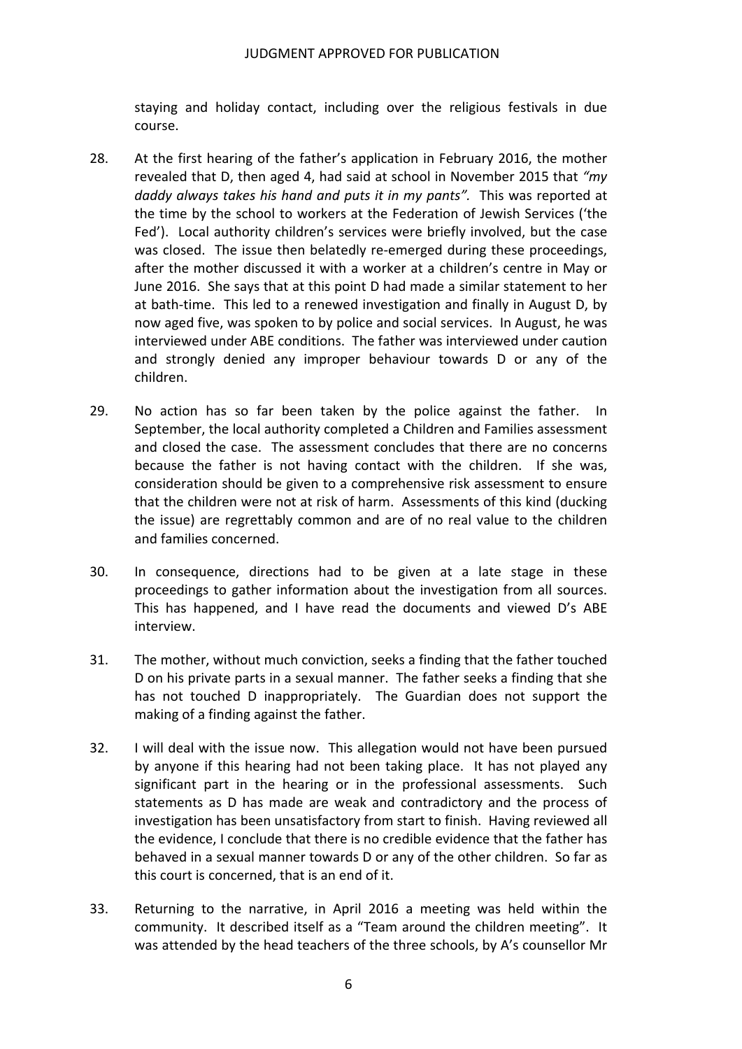staying and holiday contact, including over the religious festivals in due course.

28. At the first hearing of the father's application in February 2016, the mother revealed that D, then aged 4, had said at school in November 2015 that *"my daddy always takes his hand and puts it in my pants".* This was reported at the time by the school to workers at the Federation of Jewish Services ('the Fed'). Local authority children's services were briefly involved, but the case was closed. The issue then belatedly re-emerged during these proceedings, after the mother discussed it with a worker at a children's centre in May or June 2016. She says that at this point D had made a similar statement to her at bath-time. This led to a renewed investigation and finally in August D, by now aged five, was spoken to by police and social services. In August, he was interviewed under ABE conditions. The father was interviewed under caution and strongly denied any improper behaviour towards D or any of the children.

29. No action has so far been taken by the police against the father. In September, the local authority completed a Children and Families assessment and closed the case. The assessment concludes that there are no concerns because the father is not having contact with the children. If she was, consideration should be given to a comprehensive risk assessment to ensure that the children were not at risk of harm. Assessments of this kind (ducking the issue) are regrettably common and are of no real value to the children and families concerned.

30. In consequence, directions had to be given at a late stage in these proceedings to gather information about the investigation from all sources. This has happened, and I have read the documents and viewed D's ABE interview.

31. The mother, without much conviction, seeks a finding that the father touched D on his private parts in a sexual manner. The father seeks a finding that she has not touched D inappropriately. The Guardian does not support the making of a finding against the father.

32. I will deal with the issue now. This allegation would not have been pursued by anyone if this hearing had not been taking place. It has not played any significant part in the hearing or in the professional assessments. Such statements as D has made are weak and contradictory and the process of investigation has been unsatisfactory from start to finish. Having reviewed all the evidence, I conclude that there is no credible evidence that the father has behaved in a sexual manner towards D or any of the other children. So far as this court is concerned, that is an end of it.

33. Returning to the narrative, in April 2016 a meeting was held within the community. It described itself as a "Team around the children meeting". It was attended by the head teachers of the three schools, by A's counsellor Mr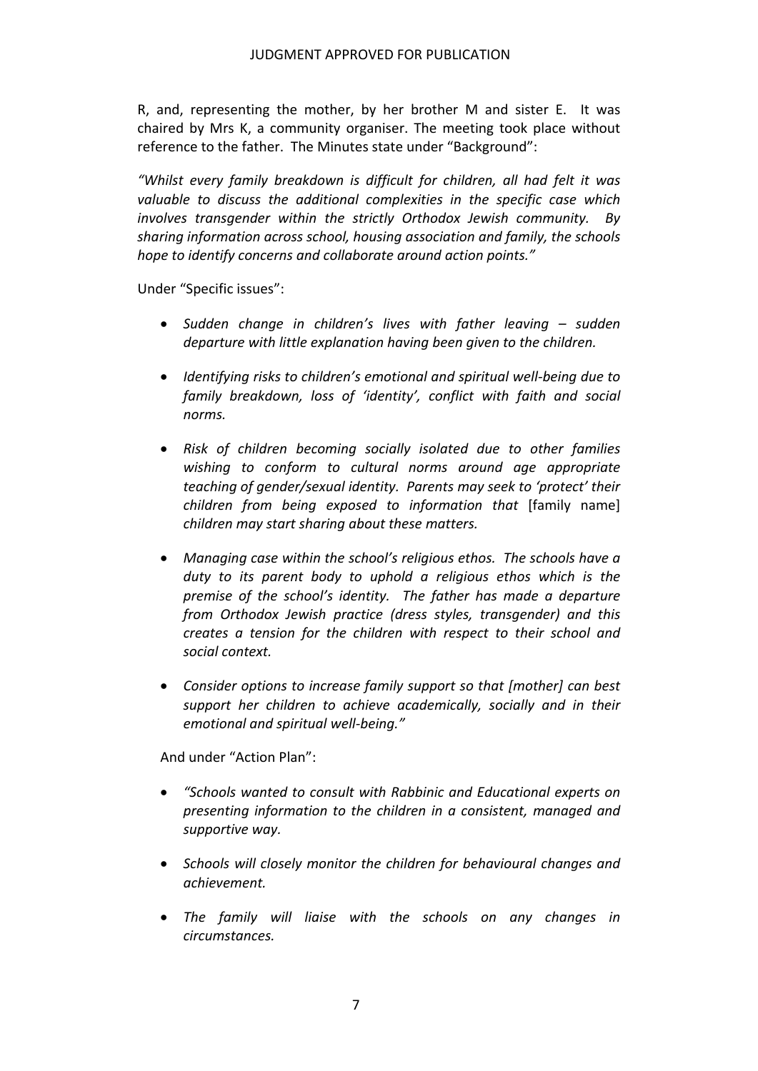R, and, representing the mother, by her brother M and sister E. It was chaired by Mrs K, a community organiser. The meeting took place without reference to the father. The Minutes state under "Background":

*"Whilst every family breakdown is difficult for children, all had felt it was valuable to discuss the additional complexities in the specific case which involves transgender within the strictly Orthodox Jewish community. By sharing information across school, housing association and family, the schools hope to identify concerns and collaborate around action points."*

Under "Specific issues":

- *Sudden change in children's lives with father leaving – sudden departure with little explanation having been given to the children.*
- *Identifying risks to children's emotional and spiritual well-being due to family breakdown, loss of 'identity', conflict with faith and social norms.*
- *Risk of children becoming socially isolated due to other families wishing to conform to cultural norms around age appropriate teaching of gender/sexual identity. Parents may seek to 'protect' their children from being exposed to information that* [family name] *children may start sharing about these matters.*
- *Managing case within the school's religious ethos. The schools have a duty to its parent body to uphold a religious ethos which is the premise of the school's identity. The father has made a departure from Orthodox Jewish practice (dress styles, transgender) and this creates a tension for the children with respect to their school and social context.*
- *Consider options to increase family support so that [mother] can best support her children to achieve academically, socially and in their emotional and spiritual well-being."*

And under "Action Plan":

- *"Schools wanted to consult with Rabbinic and Educational experts on presenting information to the children in a consistent, managed and supportive way.*
- *Schools will closely monitor the children for behavioural changes and achievement.*
- *The family will liaise with the schools on any changes in circumstances.*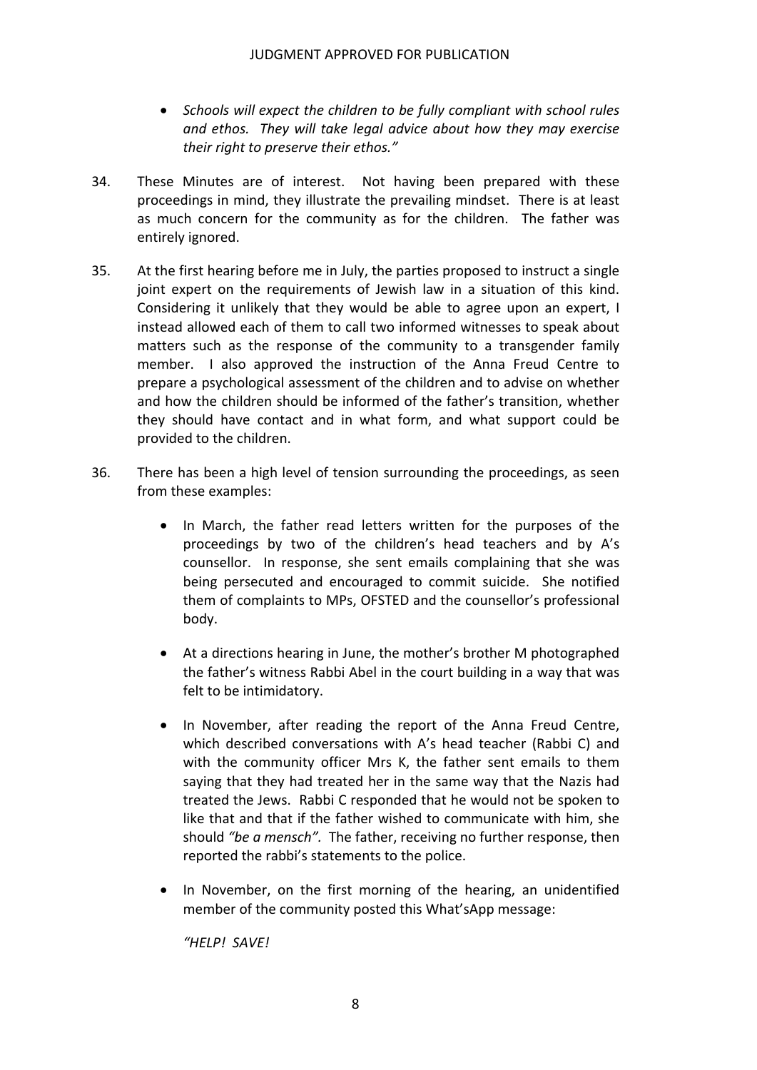- *Schools will expect the children to be fully compliant with school rules and ethos. They will take legal advice about how they may exercise their right to preserve their ethos."*

34. These Minutes are of interest. Not having been prepared with these proceedings in mind, they illustrate the prevailing mindset. There is at least as much concern for the community as for the children. The father was entirely ignored.

35. At the first hearing before me in July, the parties proposed to instruct a single joint expert on the requirements of Jewish law in a situation of this kind. Considering it unlikely that they would be able to agree upon an expert, I instead allowed each of them to call two informed witnesses to speak about matters such as the response of the community to a transgender family member. I also approved the instruction of the Anna Freud Centre to prepare a psychological assessment of the children and to advise on whether and how the children should be informed of the father's transition, whether they should have contact and in what form, and what support could be provided to the children.

36. There has been a high level of tension surrounding the proceedings, as seen from these examples:

    - In March, the father read letters written for the purposes of the proceedings by two of the children's head teachers and by A's counsellor. In response, she sent emails complaining that she was being persecuted and encouraged to commit suicide. She notified them of complaints to MPs, OFSTED and the counsellor's professional body.

    - At a directions hearing in June, the mother's brother M photographed the father's witness Rabbi Abel in the court building in a way that was felt to be intimidatory.

    - In November, after reading the report of the Anna Freud Centre, which described conversations with A's head teacher (Rabbi C) and with the community officer Mrs K, the father sent emails to them saying that they had treated her in the same way that the Nazis had treated the Jews. Rabbi C responded that he would not be spoken to like that and that if the father wished to communicate with him, she should *"be a mensch".* The father, receiving no further response, then reported the rabbi's statements to the police.

    - In November, on the first morning of the hearing, an unidentified member of the community posted this What'sApp message:

      *"HELP! SAVE!*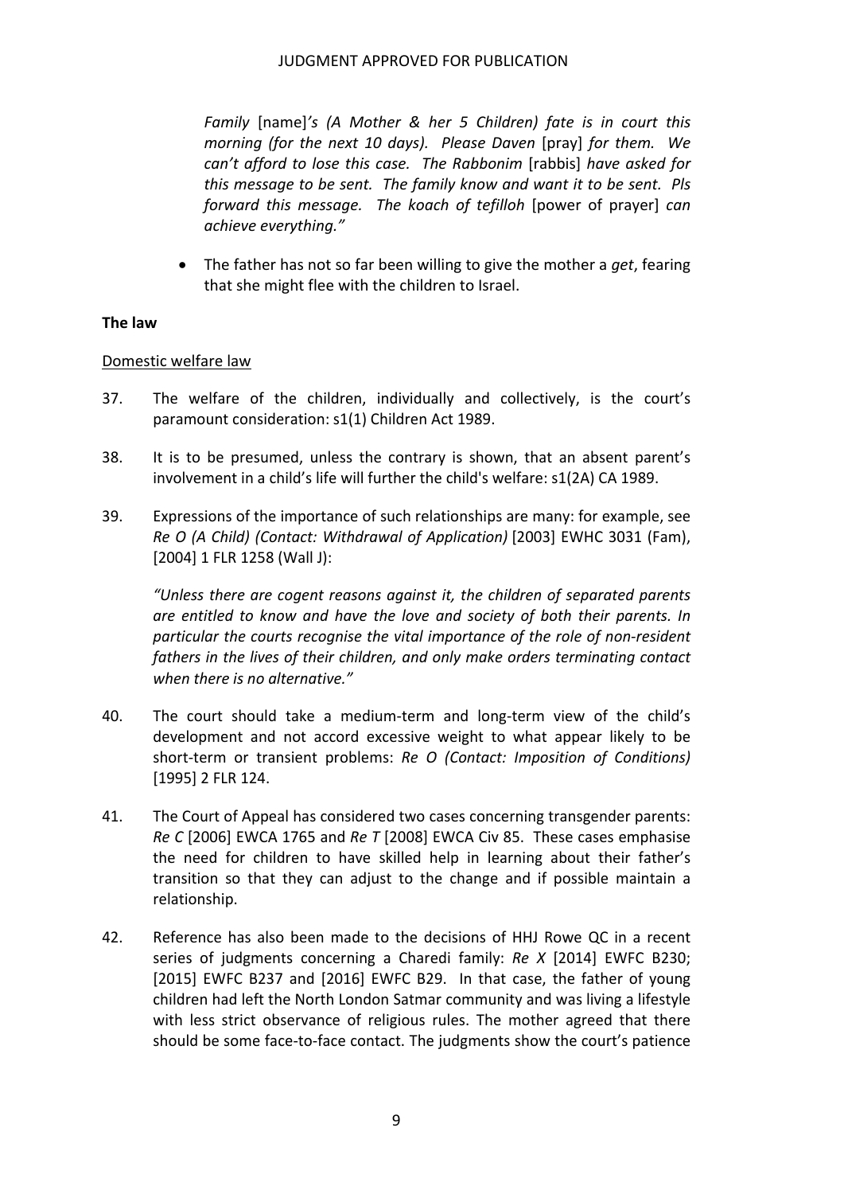*Family* [name]*'s (A Mother & her 5 Children) fate is in court this morning (for the next 10 days). Please Daven* [pray] *for them. We can't afford to lose this case. The Rabbonim* [rabbis] *have asked for this message to be sent. The family know and want it to be sent. Pls forward this message. The koach of tefilloh* [power of prayer] *can achieve everything."*

- The father has not so far been willing to give the mother a *get*, fearing that she might flee with the children to Israel.

**The law**

Domestic welfare law

37. The welfare of the children, individually and collectively, is the court's paramount consideration: s1(1) Children Act 1989.

38. It is to be presumed, unless the contrary is shown, that an absent parent's involvement in a child's life will further the child's welfare: s1(2A) CA 1989.

39. Expressions of the importance of such relationships are many: for example, see *Re O (A Child) (Contact: Withdrawal of Application)* [2003] EWHC 3031 (Fam), [2004] 1 FLR 1258 (Wall J):

    *"Unless there are cogent reasons against it, the children of separated parents are entitled to know and have the love and society of both their parents. In particular the courts recognise the vital importance of the role of non-resident fathers in the lives of their children, and only make orders terminating contact when there is no alternative."*

40. The court should take a medium-term and long-term view of the child's development and not accord excessive weight to what appear likely to be short-term or transient problems: *Re O (Contact: Imposition of Conditions)* [1995] 2 FLR 124.

41. The Court of Appeal has considered two cases concerning transgender parents: *Re C* [2006] EWCA 1765 and *Re T* [2008] EWCA Civ 85. These cases emphasise the need for children to have skilled help in learning about their father's transition so that they can adjust to the change and if possible maintain a relationship.

42. Reference has also been made to the decisions of HHJ Rowe QC in a recent series of judgments concerning a Charedi family: *Re X* [2014] EWFC B230; [2015] EWFC B237 and [2016] EWFC B29. In that case, the father of young children had left the North London Satmar community and was living a lifestyle with less strict observance of religious rules. The mother agreed that there should be some face-to-face contact. The judgments show the court's patience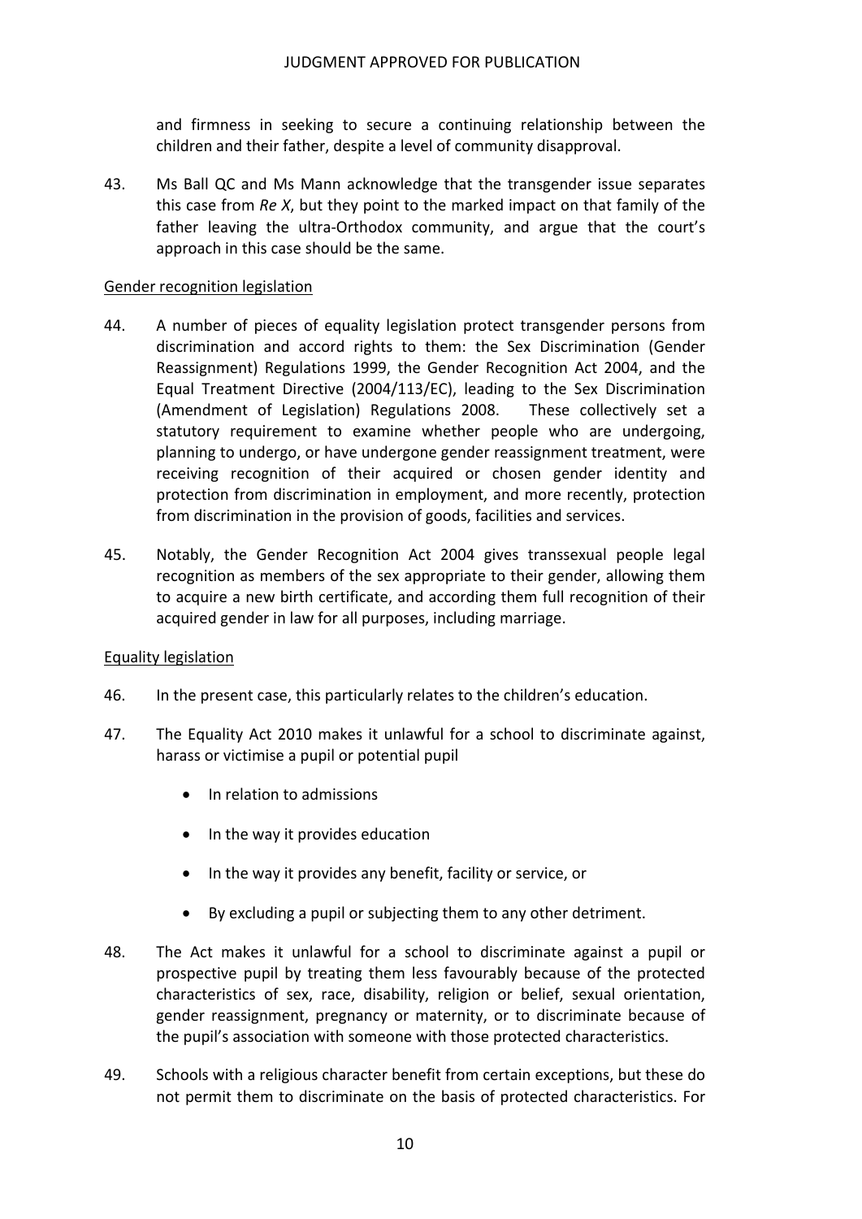and firmness in seeking to secure a continuing relationship between the children and their father, despite a level of community disapproval.

43. Ms Ball QC and Ms Mann acknowledge that the transgender issue separates this case from *Re X*, but they point to the marked impact on that family of the father leaving the ultra-Orthodox community, and argue that the court's approach in this case should be the same.

Gender recognition legislation

44. A number of pieces of equality legislation protect transgender persons from discrimination and accord rights to them: the Sex Discrimination (Gender Reassignment) Regulations 1999, the Gender Recognition Act 2004, and the Equal Treatment Directive (2004/113/EC), leading to the Sex Discrimination (Amendment of Legislation) Regulations 2008. These collectively set a statutory requirement to examine whether people who are undergoing, planning to undergo, or have undergone gender reassignment treatment, were receiving recognition of their acquired or chosen gender identity and protection from discrimination in employment, and more recently, protection from discrimination in the provision of goods, facilities and services.

45. Notably, the Gender Recognition Act 2004 gives transsexual people legal recognition as members of the sex appropriate to their gender, allowing them to acquire a new birth certificate, and according them full recognition of their acquired gender in law for all purposes, including marriage.

Equality legislation

46. In the present case, this particularly relates to the children's education.

47. The Equality Act 2010 makes it unlawful for a school to discriminate against, harass or victimise a pupil or potential pupil

- In relation to admissions
- In the way it provides education
- In the way it provides any benefit, facility or service, or
- By excluding a pupil or subjecting them to any other detriment.

48. The Act makes it unlawful for a school to discriminate against a pupil or prospective pupil by treating them less favourably because of the protected characteristics of sex, race, disability, religion or belief, sexual orientation, gender reassignment, pregnancy or maternity, or to discriminate because of the pupil's association with someone with those protected characteristics.

49. Schools with a religious character benefit from certain exceptions, but these do not permit them to discriminate on the basis of protected characteristics. For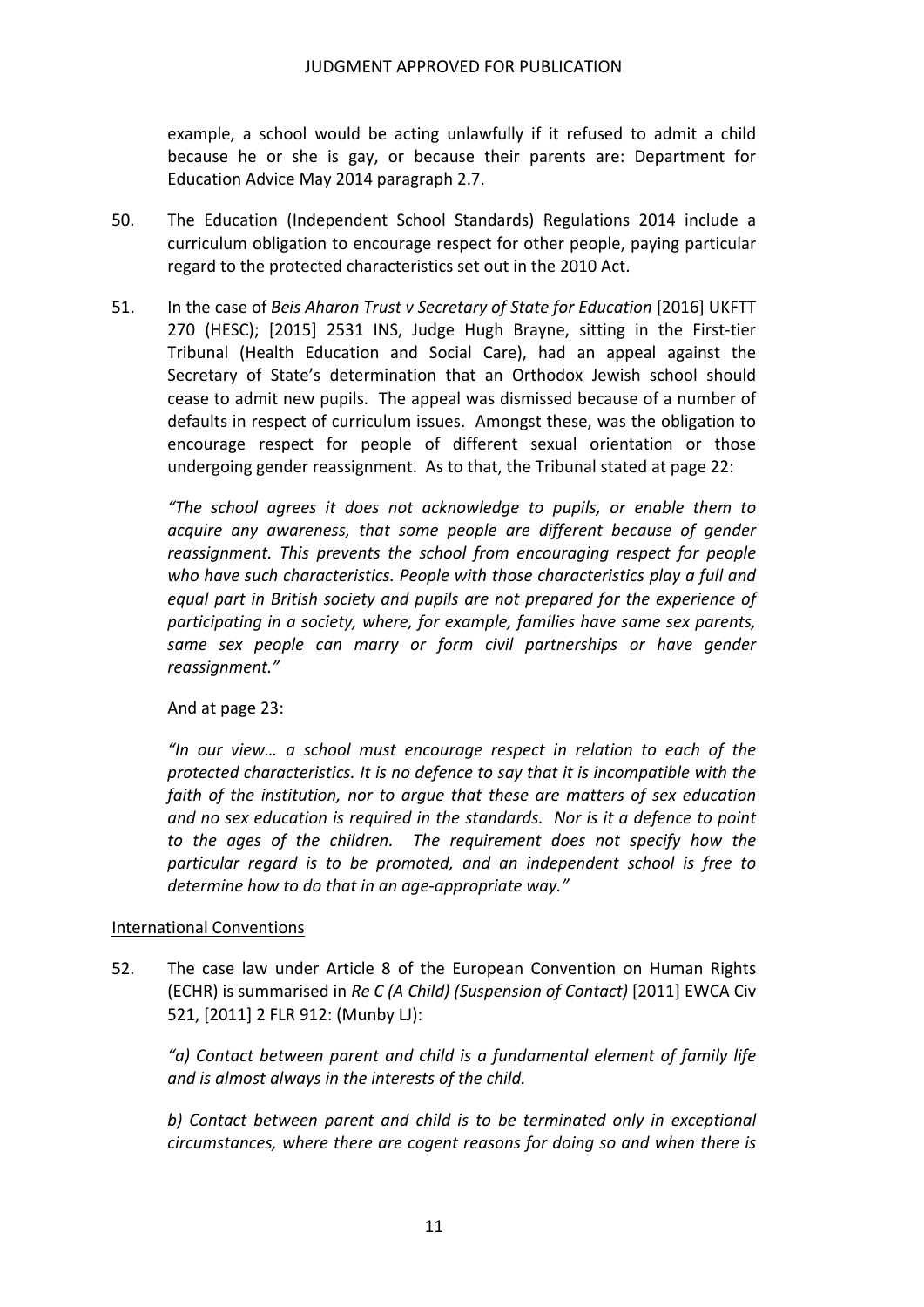example, a school would be acting unlawfully if it refused to admit a child because he or she is gay, or because their parents are: Department for Education Advice May 2014 paragraph 2.7.

50. The Education (Independent School Standards) Regulations 2014 include a curriculum obligation to encourage respect for other people, paying particular regard to the protected characteristics set out in the 2010 Act.

51. In the case of *Beis Aharon Trust v Secretary of State for Education* [2016] UKFTT 270 (HESC); [2015] 2531 INS, Judge Hugh Brayne, sitting in the First-tier Tribunal (Health Education and Social Care), had an appeal against the Secretary of State's determination that an Orthodox Jewish school should cease to admit new pupils. The appeal was dismissed because of a number of defaults in respect of curriculum issues. Amongst these, was the obligation to encourage respect for people of different sexual orientation or those undergoing gender reassignment. As to that, the Tribunal stated at page 22:

*"The school agrees it does not acknowledge to pupils, or enable them to acquire any awareness, that some people are different because of gender reassignment. This prevents the school from encouraging respect for people who have such characteristics. People with those characteristics play a full and equal part in British society and pupils are not prepared for the experience of participating in a society, where, for example, families have same sex parents, same sex people can marry or form civil partnerships or have gender reassignment."*

And at page 23:

*"In our view… a school must encourage respect in relation to each of the protected characteristics. It is no defence to say that it is incompatible with the faith of the institution, nor to argue that these are matters of sex education and no sex education is required in the standards. Nor is it a defence to point to the ages of the children. The requirement does not specify how the particular regard is to be promoted, and an independent school is free to determine how to do that in an age-appropriate way."*

<u>International Conventions</u>

52. The case law under Article 8 of the European Convention on Human Rights (ECHR) is summarised in *Re C (A Child) (Suspension of Contact)* [2011] EWCA Civ 521, [2011] 2 FLR 912: (Munby LJ):

*"a) Contact between parent and child is a fundamental element of family life and is almost always in the interests of the child.*

*b) Contact between parent and child is to be terminated only in exceptional circumstances, where there are cogent reasons for doing so and when there is*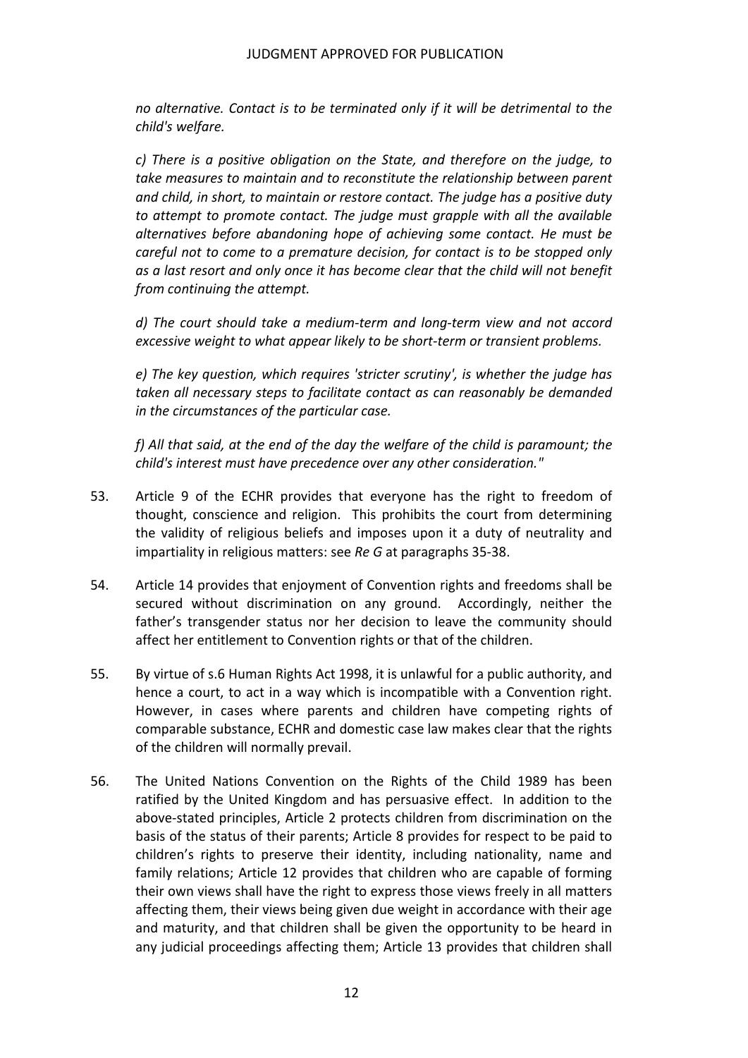*no alternative. Contact is to be terminated only if it will be detrimental to the child's welfare.*

*c) There is a positive obligation on the State, and therefore on the judge, to take measures to maintain and to reconstitute the relationship between parent and child, in short, to maintain or restore contact. The judge has a positive duty to attempt to promote contact. The judge must grapple with all the available alternatives before abandoning hope of achieving some contact. He must be careful not to come to a premature decision, for contact is to be stopped only as a last resort and only once it has become clear that the child will not benefit from continuing the attempt.*

*d) The court should take a medium-term and long-term view and not accord excessive weight to what appear likely to be short-term or transient problems.*

*e) The key question, which requires 'stricter scrutiny', is whether the judge has taken all necessary steps to facilitate contact as can reasonably be demanded in the circumstances of the particular case.*

*f) All that said, at the end of the day the welfare of the child is paramount; the child's interest must have precedence over any other consideration."*

53. Article 9 of the ECHR provides that everyone has the right to freedom of thought, conscience and religion. This prohibits the court from determining the validity of religious beliefs and imposes upon it a duty of neutrality and impartiality in religious matters: see *Re G* at paragraphs 35-38.

54. Article 14 provides that enjoyment of Convention rights and freedoms shall be secured without discrimination on any ground. Accordingly, neither the father's transgender status nor her decision to leave the community should affect her entitlement to Convention rights or that of the children.

55. By virtue of s.6 Human Rights Act 1998, it is unlawful for a public authority, and hence a court, to act in a way which is incompatible with a Convention right. However, in cases where parents and children have competing rights of comparable substance, ECHR and domestic case law makes clear that the rights of the children will normally prevail.

56. The United Nations Convention on the Rights of the Child 1989 has been ratified by the United Kingdom and has persuasive effect. In addition to the above-stated principles, Article 2 protects children from discrimination on the basis of the status of their parents; Article 8 provides for respect to be paid to children's rights to preserve their identity, including nationality, name and family relations; Article 12 provides that children who are capable of forming their own views shall have the right to express those views freely in all matters affecting them, their views being given due weight in accordance with their age and maturity, and that children shall be given the opportunity to be heard in any judicial proceedings affecting them; Article 13 provides that children shall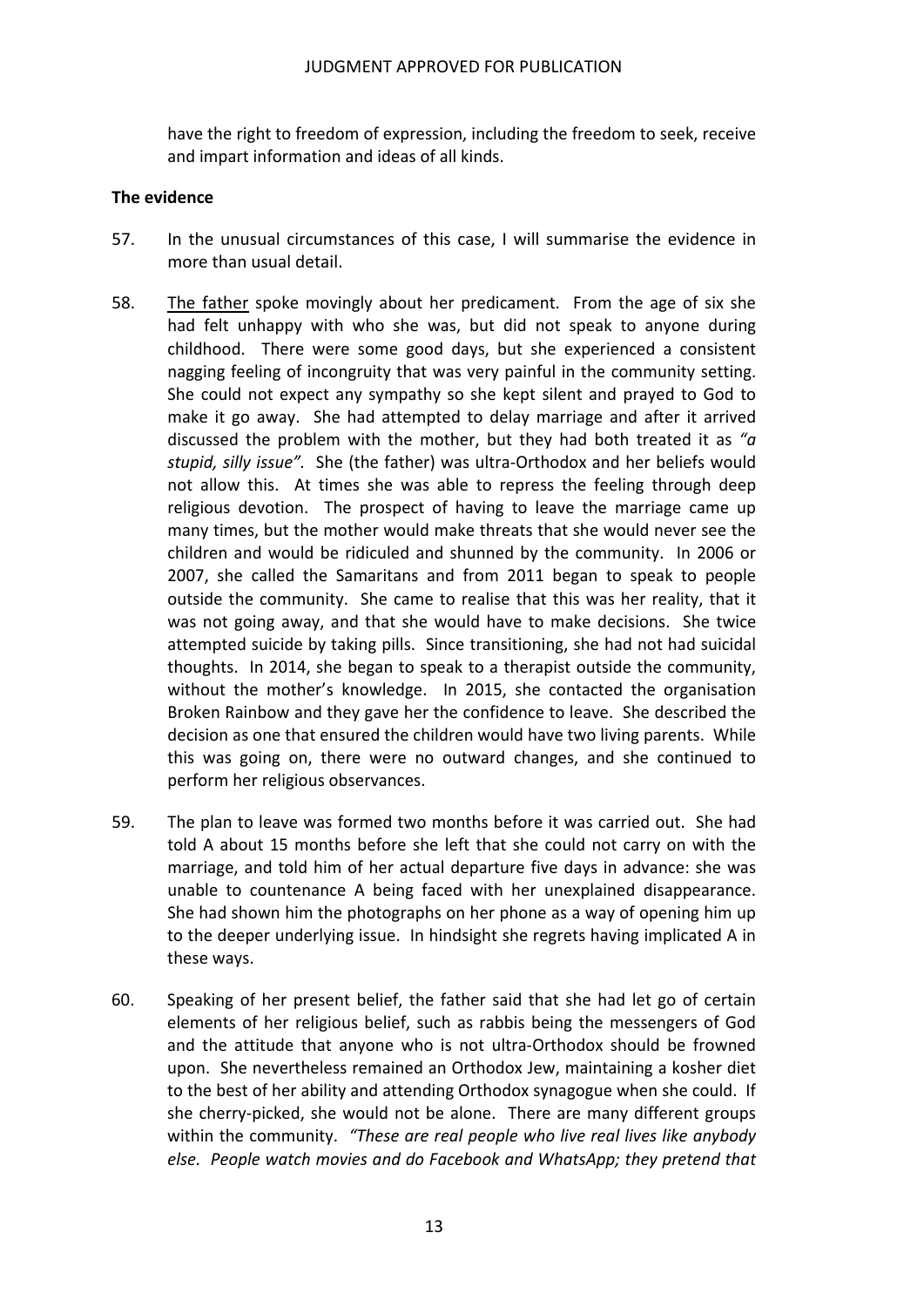have the right to freedom of expression, including the freedom to seek, receive and impart information and ideas of all kinds.

**The evidence**

57. In the unusual circumstances of this case, I will summarise the evidence in more than usual detail.

58. <u>The father</u> spoke movingly about her predicament. From the age of six she had felt unhappy with who she was, but did not speak to anyone during childhood. There were some good days, but she experienced a consistent nagging feeling of incongruity that was very painful in the community setting. She could not expect any sympathy so she kept silent and prayed to God to make it go away. She had attempted to delay marriage and after it arrived discussed the problem with the mother, but they had both treated it as *"a stupid, silly issue".* She (the father) was ultra-Orthodox and her beliefs would not allow this. At times she was able to repress the feeling through deep religious devotion. The prospect of having to leave the marriage came up many times, but the mother would make threats that she would never see the children and would be ridiculed and shunned by the community. In 2006 or 2007, she called the Samaritans and from 2011 began to speak to people outside the community. She came to realise that this was her reality, that it was not going away, and that she would have to make decisions. She twice attempted suicide by taking pills. Since transitioning, she had not had suicidal thoughts. In 2014, she began to speak to a therapist outside the community, without the mother's knowledge. In 2015, she contacted the organisation Broken Rainbow and they gave her the confidence to leave. She described the decision as one that ensured the children would have two living parents. While this was going on, there were no outward changes, and she continued to perform her religious observances.

59. The plan to leave was formed two months before it was carried out. She had told A about 15 months before she left that she could not carry on with the marriage, and told him of her actual departure five days in advance: she was unable to countenance A being faced with her unexplained disappearance. She had shown him the photographs on her phone as a way of opening him up to the deeper underlying issue. In hindsight she regrets having implicated A in these ways.

60. Speaking of her present belief, the father said that she had let go of certain elements of her religious belief, such as rabbis being the messengers of God and the attitude that anyone who is not ultra-Orthodox should be frowned upon. She nevertheless remained an Orthodox Jew, maintaining a kosher diet to the best of her ability and attending Orthodox synagogue when she could. If she cherry-picked, she would not be alone. There are many different groups within the community. *"These are real people who live real lives like anybody else. People watch movies and do Facebook and WhatsApp; they pretend that*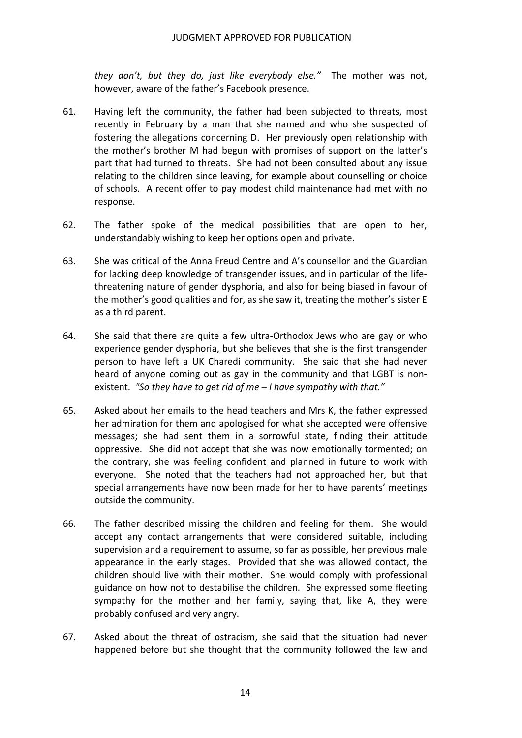*they don't, but they do, just like everybody else."* The mother was not, however, aware of the father's Facebook presence.

61. Having left the community, the father had been subjected to threats, most recently in February by a man that she named and who she suspected of fostering the allegations concerning D. Her previously open relationship with the mother's brother M had begun with promises of support on the latter's part that had turned to threats. She had not been consulted about any issue relating to the children since leaving, for example about counselling or choice of schools. A recent offer to pay modest child maintenance had met with no response.

62. The father spoke of the medical possibilities that are open to her, understandably wishing to keep her options open and private.

63. She was critical of the Anna Freud Centre and A's counsellor and the Guardian for lacking deep knowledge of transgender issues, and in particular of the life-threatening nature of gender dysphoria, and also for being biased in favour of the mother's good qualities and for, as she saw it, treating the mother's sister E as a third parent.

64. She said that there are quite a few ultra-Orthodox Jews who are gay or who experience gender dysphoria, but she believes that she is the first transgender person to have left a UK Charedi community. She said that she had never heard of anyone coming out as gay in the community and that LGBT is non-existent. *"So they have to get rid of me – I have sympathy with that."*

65. Asked about her emails to the head teachers and Mrs K, the father expressed her admiration for them and apologised for what she accepted were offensive messages; she had sent them in a sorrowful state, finding their attitude oppressive. She did not accept that she was now emotionally tormented; on the contrary, she was feeling confident and planned in future to work with everyone. She noted that the teachers had not approached her, but that special arrangements have now been made for her to have parents' meetings outside the community.

66. The father described missing the children and feeling for them. She would accept any contact arrangements that were considered suitable, including supervision and a requirement to assume, so far as possible, her previous male appearance in the early stages. Provided that she was allowed contact, the children should live with their mother. She would comply with professional guidance on how not to destabilise the children. She expressed some fleeting sympathy for the mother and her family, saying that, like A, they were probably confused and very angry.

67. Asked about the threat of ostracism, she said that the situation had never happened before but she thought that the community followed the law and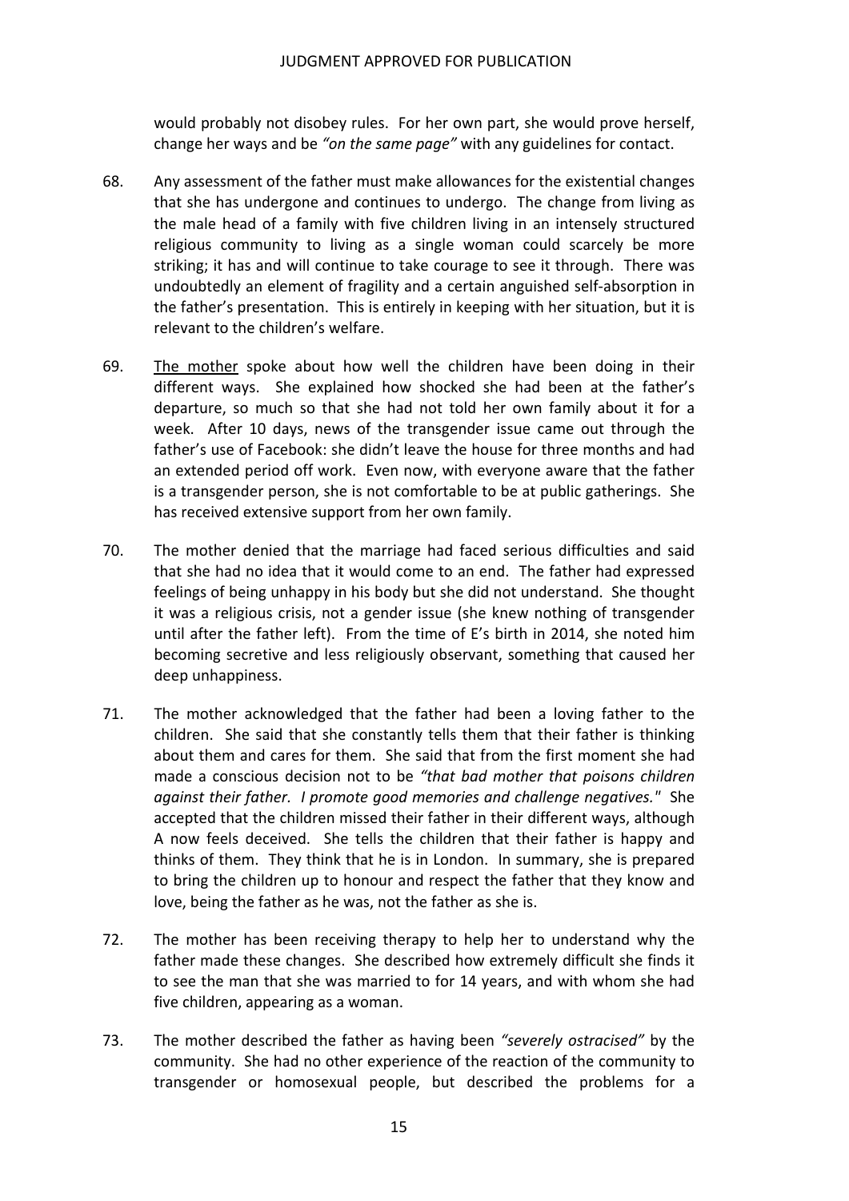would probably not disobey rules. For her own part, she would prove herself, change her ways and be *"on the same page"* with any guidelines for contact.

68. Any assessment of the father must make allowances for the existential changes that she has undergone and continues to undergo. The change from living as the male head of a family with five children living in an intensely structured religious community to living as a single woman could scarcely be more striking; it has and will continue to take courage to see it through. There was undoubtedly an element of fragility and a certain anguished self-absorption in the father's presentation. This is entirely in keeping with her situation, but it is relevant to the children's welfare.

69. The mother spoke about how well the children have been doing in their different ways. She explained how shocked she had been at the father's departure, so much so that she had not told her own family about it for a week. After 10 days, news of the transgender issue came out through the father's use of Facebook: she didn't leave the house for three months and had an extended period off work. Even now, with everyone aware that the father is a transgender person, she is not comfortable to be at public gatherings. She has received extensive support from her own family.

70. The mother denied that the marriage had faced serious difficulties and said that she had no idea that it would come to an end. The father had expressed feelings of being unhappy in his body but she did not understand. She thought it was a religious crisis, not a gender issue (she knew nothing of transgender until after the father left). From the time of E's birth in 2014, she noted him becoming secretive and less religiously observant, something that caused her deep unhappiness.

71. The mother acknowledged that the father had been a loving father to the children. She said that she constantly tells them that their father is thinking about them and cares for them. She said that from the first moment she had made a conscious decision not to be *"that bad mother that poisons children against their father. I promote good memories and challenge negatives."* She accepted that the children missed their father in their different ways, although A now feels deceived. She tells the children that their father is happy and thinks of them. They think that he is in London. In summary, she is prepared to bring the children up to honour and respect the father that they know and love, being the father as he was, not the father as she is.

72. The mother has been receiving therapy to help her to understand why the father made these changes. She described how extremely difficult she finds it to see the man that she was married to for 14 years, and with whom she had five children, appearing as a woman.

73. The mother described the father as having been *"severely ostracised"* by the community. She had no other experience of the reaction of the community to transgender or homosexual people, but described the problems for a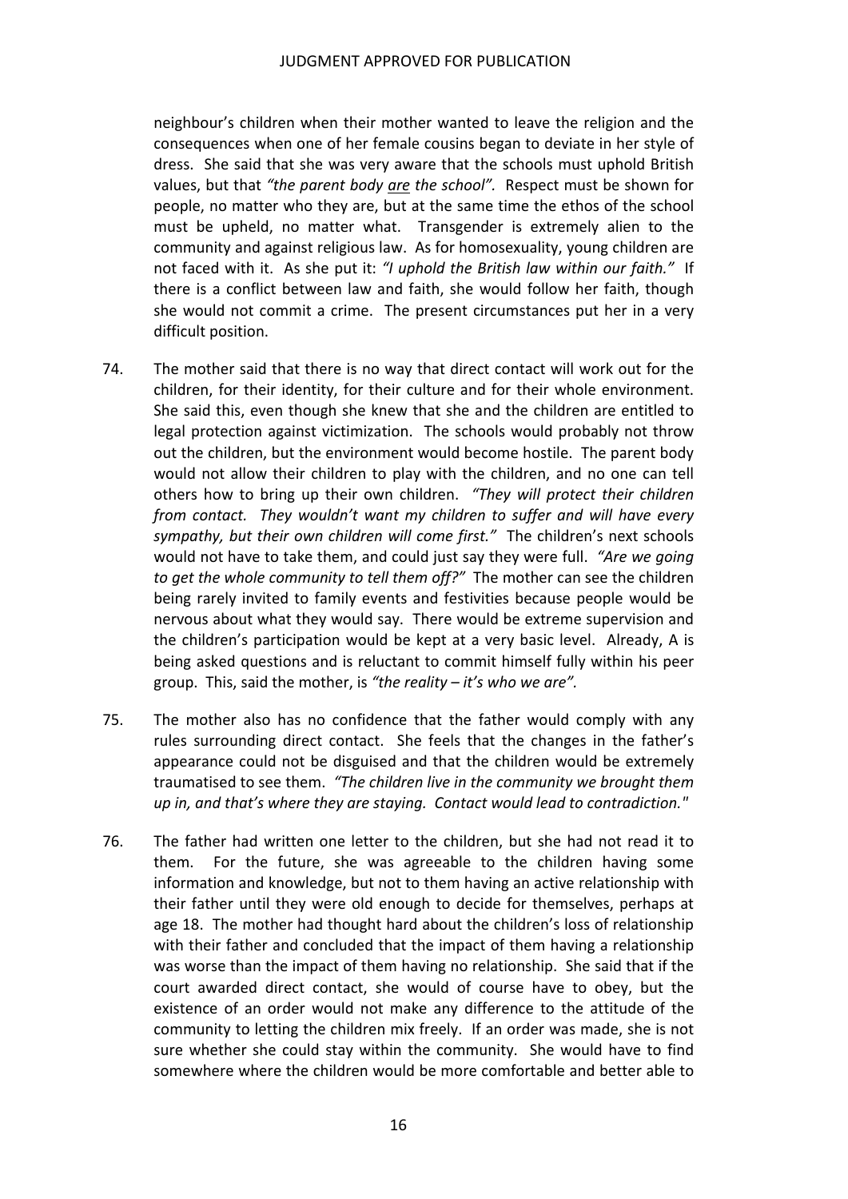neighbour's children when their mother wanted to leave the religion and the consequences when one of her female cousins began to deviate in her style of dress. She said that she was very aware that the schools must uphold British values, but that *"the parent body <u>are</u> the school"*. Respect must be shown for people, no matter who they are, but at the same time the ethos of the school must be upheld, no matter what. Transgender is extremely alien to the community and against religious law. As for homosexuality, young children are not faced with it. As she put it: *"I uphold the British law within our faith."* If there is a conflict between law and faith, she would follow her faith, though she would not commit a crime. The present circumstances put her in a very difficult position.

74. The mother said that there is no way that direct contact will work out for the children, for their identity, for their culture and for their whole environment. She said this, even though she knew that she and the children are entitled to legal protection against victimization. The schools would probably not throw out the children, but the environment would become hostile. The parent body would not allow their children to play with the children, and no one can tell others how to bring up their own children. *"They will protect their children from contact. They wouldn't want my children to suffer and will have every sympathy, but their own children will come first."* The children's next schools would not have to take them, and could just say they were full. *"Are we going to get the whole community to tell them off?"* The mother can see the children being rarely invited to family events and festivities because people would be nervous about what they would say. There would be extreme supervision and the children's participation would be kept at a very basic level. Already, A is being asked questions and is reluctant to commit himself fully within his peer group. This, said the mother, is *"the reality – it's who we are"*.

75. The mother also has no confidence that the father would comply with any rules surrounding direct contact. She feels that the changes in the father's appearance could not be disguised and that the children would be extremely traumatised to see them. *"The children live in the community we brought them up in, and that's where they are staying. Contact would lead to contradiction."*

76. The father had written one letter to the children, but she had not read it to them. For the future, she was agreeable to the children having some information and knowledge, but not to them having an active relationship with their father until they were old enough to decide for themselves, perhaps at age 18. The mother had thought hard about the children's loss of relationship with their father and concluded that the impact of them having a relationship was worse than the impact of them having no relationship. She said that if the court awarded direct contact, she would of course have to obey, but the existence of an order would not make any difference to the attitude of the community to letting the children mix freely. If an order was made, she is not sure whether she could stay within the community. She would have to find somewhere where the children would be more comfortable and better able to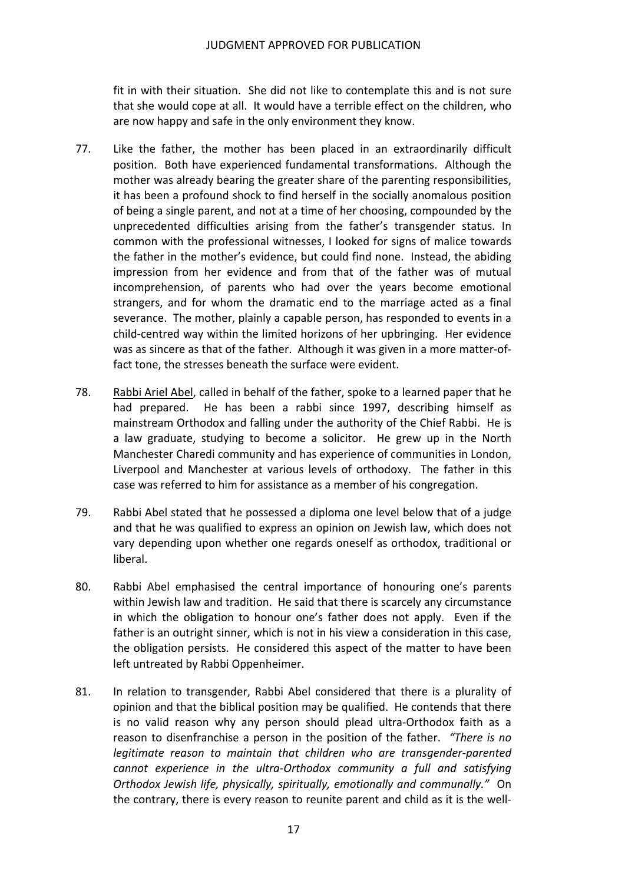fit in with their situation. She did not like to contemplate this and is not sure that she would cope at all. It would have a terrible effect on the children, who are now happy and safe in the only environment they know.

77. Like the father, the mother has been placed in an extraordinarily difficult position. Both have experienced fundamental transformations. Although the mother was already bearing the greater share of the parenting responsibilities, it has been a profound shock to find herself in the socially anomalous position of being a single parent, and not at a time of her choosing, compounded by the unprecedented difficulties arising from the father's transgender status. In common with the professional witnesses, I looked for signs of malice towards the father in the mother's evidence, but could find none. Instead, the abiding impression from her evidence and from that of the father was of mutual incomprehension, of parents who had over the years become emotional strangers, and for whom the dramatic end to the marriage acted as a final severance. The mother, plainly a capable person, has responded to events in a child-centred way within the limited horizons of her upbringing. Her evidence was as sincere as that of the father. Although it was given in a more matter-of-fact tone, the stresses beneath the surface were evident.

78. Rabbi Ariel Abel, called in behalf of the father, spoke to a learned paper that he had prepared. He has been a rabbi since 1997, describing himself as mainstream Orthodox and falling under the authority of the Chief Rabbi. He is a law graduate, studying to become a solicitor. He grew up in the North Manchester Charedi community and has experience of communities in London, Liverpool and Manchester at various levels of orthodoxy. The father in this case was referred to him for assistance as a member of his congregation.

79. Rabbi Abel stated that he possessed a diploma one level below that of a judge and that he was qualified to express an opinion on Jewish law, which does not vary depending upon whether one regards oneself as orthodox, traditional or liberal.

80. Rabbi Abel emphasised the central importance of honouring one's parents within Jewish law and tradition. He said that there is scarcely any circumstance in which the obligation to honour one's father does not apply. Even if the father is an outright sinner, which is not in his view a consideration in this case, the obligation persists. He considered this aspect of the matter to have been left untreated by Rabbi Oppenheimer.

81. In relation to transgender, Rabbi Abel considered that there is a plurality of opinion and that the biblical position may be qualified. He contends that there is no valid reason why any person should plead ultra-Orthodox faith as a reason to disenfranchise a person in the position of the father. *"There is no legitimate reason to maintain that children who are transgender-parented cannot experience in the ultra-Orthodox community a full and satisfying Orthodox Jewish life, physically, spiritually, emotionally and communally."* On the contrary, there is every reason to reunite parent and child as it is the well-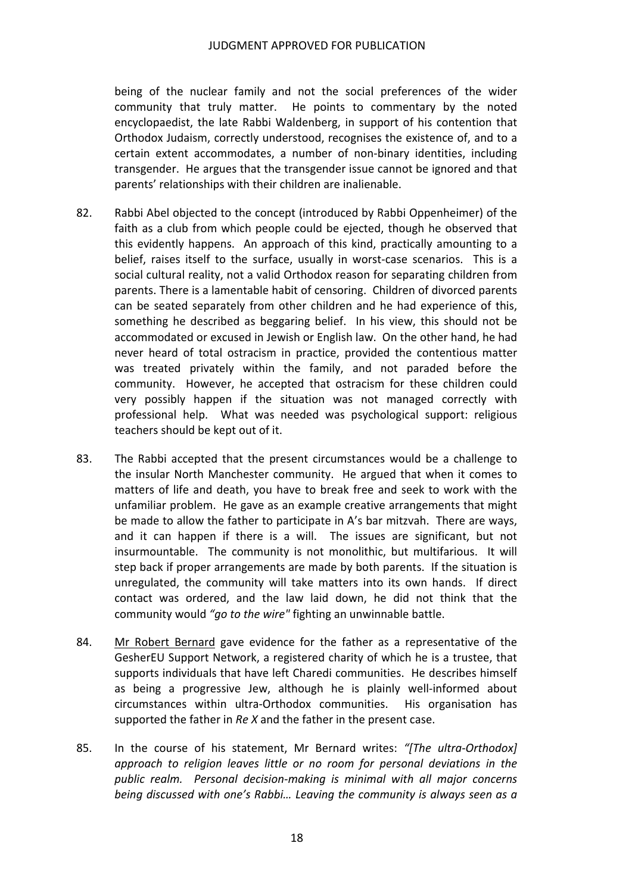being of the nuclear family and not the social preferences of the wider community that truly matter. He points to commentary by the noted encyclopaedist, the late Rabbi Waldenberg, in support of his contention that Orthodox Judaism, correctly understood, recognises the existence of, and to a certain extent accommodates, a number of non-binary identities, including transgender. He argues that the transgender issue cannot be ignored and that parents' relationships with their children are inalienable.

82. Rabbi Abel objected to the concept (introduced by Rabbi Oppenheimer) of the faith as a club from which people could be ejected, though he observed that this evidently happens. An approach of this kind, practically amounting to a belief, raises itself to the surface, usually in worst-case scenarios. This is a social cultural reality, not a valid Orthodox reason for separating children from parents. There is a lamentable habit of censoring. Children of divorced parents can be seated separately from other children and he had experience of this, something he described as beggaring belief. In his view, this should not be accommodated or excused in Jewish or English law. On the other hand, he had never heard of total ostracism in practice, provided the contentious matter was treated privately within the family, and not paraded before the community. However, he accepted that ostracism for these children could very possibly happen if the situation was not managed correctly with professional help. What was needed was psychological support: religious teachers should be kept out of it.

83. The Rabbi accepted that the present circumstances would be a challenge to the insular North Manchester community. He argued that when it comes to matters of life and death, you have to break free and seek to work with the unfamiliar problem. He gave as an example creative arrangements that might be made to allow the father to participate in A's bar mitzvah. There are ways, and it can happen if there is a will. The issues are significant, but not insurmountable. The community is not monolithic, but multifarious. It will step back if proper arrangements are made by both parents. If the situation is unregulated, the community will take matters into its own hands. If direct contact was ordered, and the law laid down, he did not think that the community would *"go to the wire"* fighting an unwinnable battle.

84. Mr Robert Bernard gave evidence for the father as a representative of the GesherEU Support Network, a registered charity of which he is a trustee, that supports individuals that have left Charedi communities. He describes himself as being a progressive Jew, although he is plainly well-informed about circumstances within ultra-Orthodox communities. His organisation has supported the father in *Re X* and the father in the present case.

85. In the course of his statement, Mr Bernard writes: *"[The ultra-Orthodox] approach to religion leaves little or no room for personal deviations in the public realm. Personal decision-making is minimal with all major concerns being discussed with one's Rabbi… Leaving the community is always seen as a*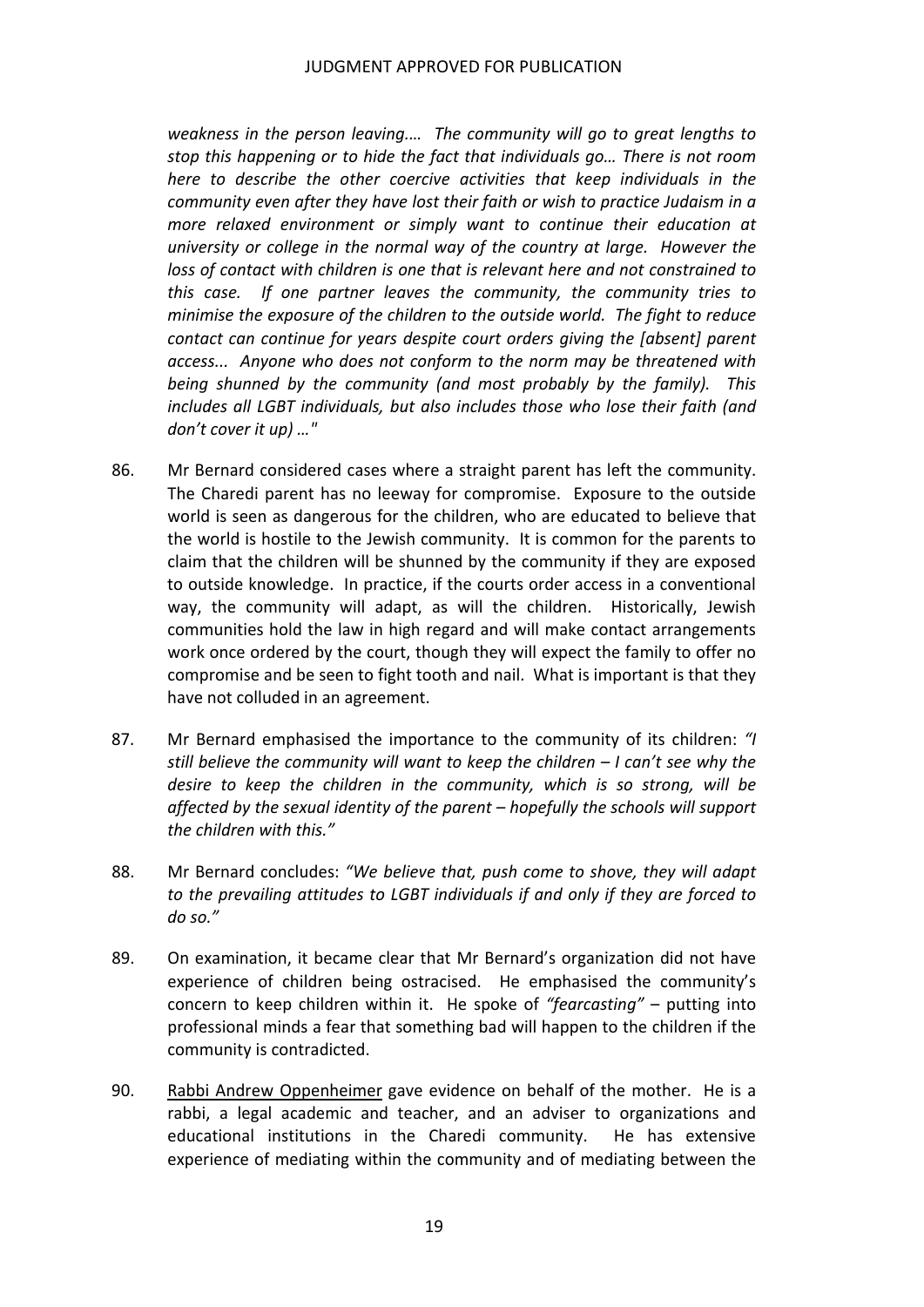*weakness in the person leaving.… The community will go to great lengths to stop this happening or to hide the fact that individuals go… There is not room here to describe the other coercive activities that keep individuals in the community even after they have lost their faith or wish to practice Judaism in a more relaxed environment or simply want to continue their education at university or college in the normal way of the country at large. However the loss of contact with children is one that is relevant here and not constrained to this case. If one partner leaves the community, the community tries to minimise the exposure of the children to the outside world. The fight to reduce contact can continue for years despite court orders giving the [absent] parent access... Anyone who does not conform to the norm may be threatened with being shunned by the community (and most probably by the family). This includes all LGBT individuals, but also includes those who lose their faith (and don't cover it up) …"*

86. Mr Bernard considered cases where a straight parent has left the community. The Charedi parent has no leeway for compromise. Exposure to the outside world is seen as dangerous for the children, who are educated to believe that the world is hostile to the Jewish community. It is common for the parents to claim that the children will be shunned by the community if they are exposed to outside knowledge. In practice, if the courts order access in a conventional way, the community will adapt, as will the children. Historically, Jewish communities hold the law in high regard and will make contact arrangements work once ordered by the court, though they will expect the family to offer no compromise and be seen to fight tooth and nail. What is important is that they have not colluded in an agreement.

87. Mr Bernard emphasised the importance to the community of its children: *"I still believe the community will want to keep the children – I can't see why the desire to keep the children in the community, which is so strong, will be affected by the sexual identity of the parent – hopefully the schools will support the children with this."*

88. Mr Bernard concludes: *"We believe that, push come to shove, they will adapt to the prevailing attitudes to LGBT individuals if and only if they are forced to do so."*

89. On examination, it became clear that Mr Bernard's organization did not have experience of children being ostracised. He emphasised the community's concern to keep children within it. He spoke of *"fearcasting"* – putting into professional minds a fear that something bad will happen to the children if the community is contradicted.

90. Rabbi Andrew Oppenheimer gave evidence on behalf of the mother. He is a rabbi, a legal academic and teacher, and an adviser to organizations and educational institutions in the Charedi community. He has extensive experience of mediating within the community and of mediating between the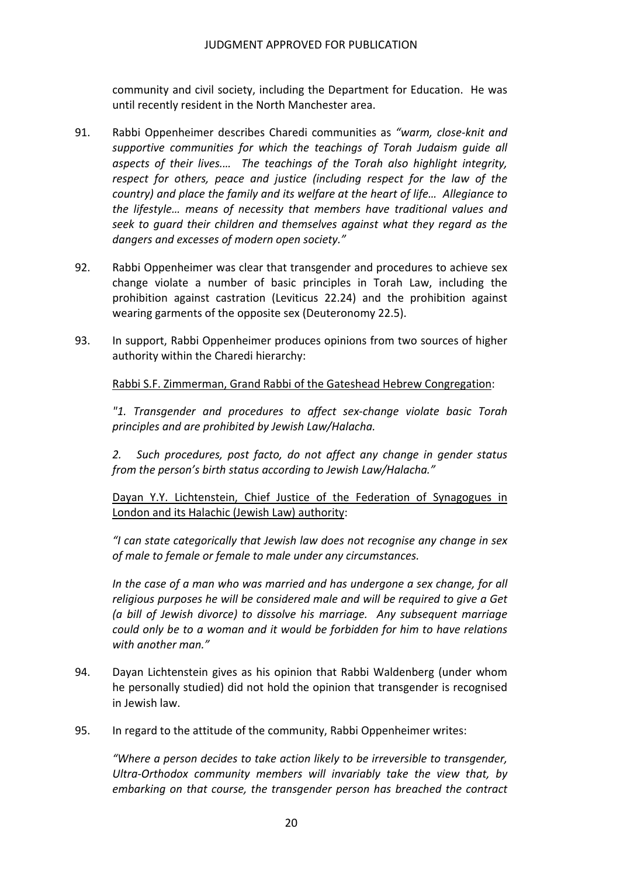community and civil society, including the Department for Education. He was until recently resident in the North Manchester area.

91. Rabbi Oppenheimer describes Charedi communities as *"warm, close-knit and supportive communities for which the teachings of Torah Judaism guide all aspects of their lives.… The teachings of the Torah also highlight integrity, respect for others, peace and justice (including respect for the law of the country) and place the family and its welfare at the heart of life… Allegiance to the lifestyle… means of necessity that members have traditional values and seek to guard their children and themselves against what they regard as the dangers and excesses of modern open society."*

92. Rabbi Oppenheimer was clear that transgender and procedures to achieve sex change violate a number of basic principles in Torah Law, including the prohibition against castration (Leviticus 22.24) and the prohibition against wearing garments of the opposite sex (Deuteronomy 22.5).

93. In support, Rabbi Oppenheimer produces opinions from two sources of higher authority within the Charedi hierarchy:

    <u>Rabbi S.F. Zimmerman, Grand Rabbi of the Gateshead Hebrew Congregation</u>:

    *"1. Transgender and procedures to affect sex-change violate basic Torah principles and are prohibited by Jewish Law/Halacha.*

    *2. Such procedures, post facto, do not affect any change in gender status from the person's birth status according to Jewish Law/Halacha."*

    <u>Dayan Y.Y. Lichtenstein, Chief Justice of the Federation of Synagogues in London and its Halachic (Jewish Law) authority</u>:

    *"I can state categorically that Jewish law does not recognise any change in sex of male to female or female to male under any circumstances.*

    *In the case of a man who was married and has undergone a sex change, for all religious purposes he will be considered male and will be required to give a Get (a bill of Jewish divorce) to dissolve his marriage. Any subsequent marriage could only be to a woman and it would be forbidden for him to have relations with another man."*

94. Dayan Lichtenstein gives as his opinion that Rabbi Waldenberg (under whom he personally studied) did not hold the opinion that transgender is recognised in Jewish law.

95. In regard to the attitude of the community, Rabbi Oppenheimer writes:

    *"Where a person decides to take action likely to be irreversible to transgender, Ultra-Orthodox community members will invariably take the view that, by embarking on that course, the transgender person has breached the contract*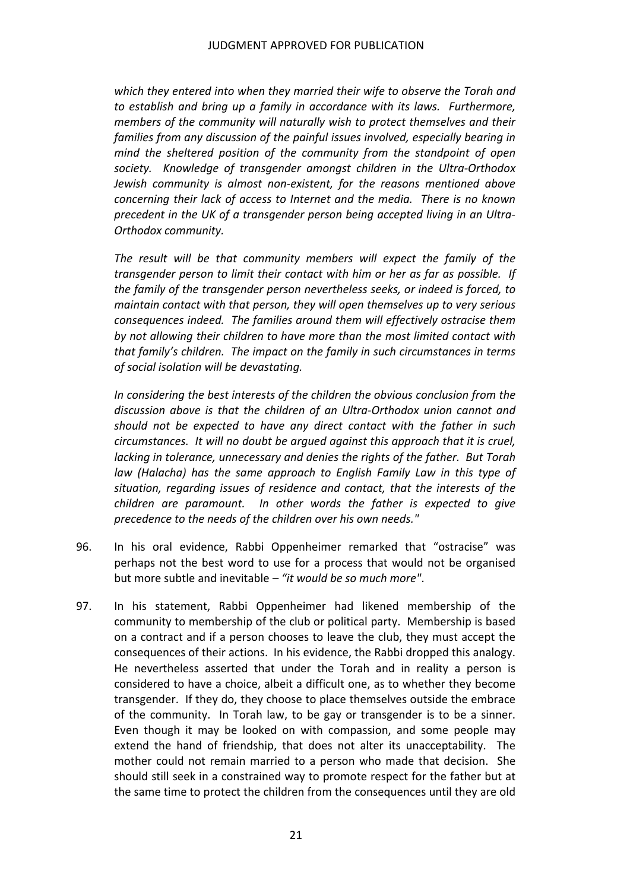*which they entered into when they married their wife to observe the Torah and to establish and bring up a family in accordance with its laws. Furthermore, members of the community will naturally wish to protect themselves and their families from any discussion of the painful issues involved, especially bearing in mind the sheltered position of the community from the standpoint of open society. Knowledge of transgender amongst children in the Ultra-Orthodox Jewish community is almost non-existent, for the reasons mentioned above concerning their lack of access to Internet and the media. There is no known precedent in the UK of a transgender person being accepted living in an Ultra-Orthodox community.*

*The result will be that community members will expect the family of the transgender person to limit their contact with him or her as far as possible. If the family of the transgender person nevertheless seeks, or indeed is forced, to maintain contact with that person, they will open themselves up to very serious consequences indeed. The families around them will effectively ostracise them by not allowing their children to have more than the most limited contact with that family's children. The impact on the family in such circumstances in terms of social isolation will be devastating.*

*In considering the best interests of the children the obvious conclusion from the discussion above is that the children of an Ultra-Orthodox union cannot and should not be expected to have any direct contact with the father in such circumstances. It will no doubt be argued against this approach that it is cruel, lacking in tolerance, unnecessary and denies the rights of the father. But Torah law (Halacha) has the same approach to English Family Law in this type of situation, regarding issues of residence and contact, that the interests of the children are paramount. In other words the father is expected to give precedence to the needs of the children over his own needs."*

96. In his oral evidence, Rabbi Oppenheimer remarked that "ostracise" was perhaps not the best word to use for a process that would not be organised but more subtle and inevitable – *"it would be so much more"*.

97. In his statement, Rabbi Oppenheimer had likened membership of the community to membership of the club or political party. Membership is based on a contract and if a person chooses to leave the club, they must accept the consequences of their actions. In his evidence, the Rabbi dropped this analogy. He nevertheless asserted that under the Torah and in reality a person is considered to have a choice, albeit a difficult one, as to whether they become transgender. If they do, they choose to place themselves outside the embrace of the community. In Torah law, to be gay or transgender is to be a sinner. Even though it may be looked on with compassion, and some people may extend the hand of friendship, that does not alter its unacceptability. The mother could not remain married to a person who made that decision. She should still seek in a constrained way to promote respect for the father but at the same time to protect the children from the consequences until they are old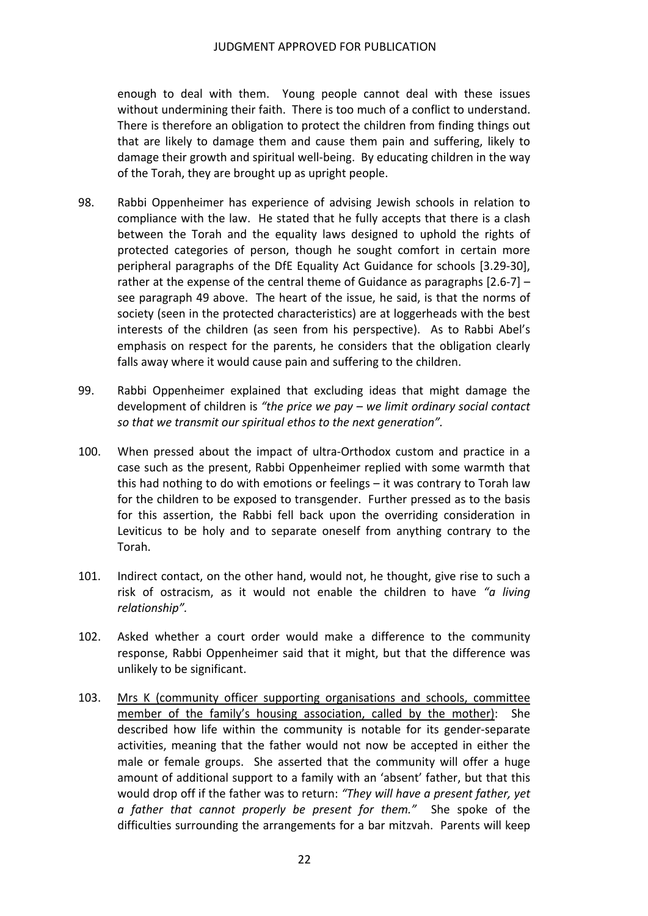enough to deal with them. Young people cannot deal with these issues without undermining their faith. There is too much of a conflict to understand. There is therefore an obligation to protect the children from finding things out that are likely to damage them and cause them pain and suffering, likely to damage their growth and spiritual well-being. By educating children in the way of the Torah, they are brought up as upright people.

98. Rabbi Oppenheimer has experience of advising Jewish schools in relation to compliance with the law. He stated that he fully accepts that there is a clash between the Torah and the equality laws designed to uphold the rights of protected categories of person, though he sought comfort in certain more peripheral paragraphs of the DfE Equality Act Guidance for schools [3.29-30], rather at the expense of the central theme of Guidance as paragraphs [2.6-7] – see paragraph 49 above. The heart of the issue, he said, is that the norms of society (seen in the protected characteristics) are at loggerheads with the best interests of the children (as seen from his perspective). As to Rabbi Abel's emphasis on respect for the parents, he considers that the obligation clearly falls away where it would cause pain and suffering to the children.

99. Rabbi Oppenheimer explained that excluding ideas that might damage the development of children is *"the price we pay – we limit ordinary social contact so that we transmit our spiritual ethos to the next generation"*.

100. When pressed about the impact of ultra-Orthodox custom and practice in a case such as the present, Rabbi Oppenheimer replied with some warmth that this had nothing to do with emotions or feelings – it was contrary to Torah law for the children to be exposed to transgender. Further pressed as to the basis for this assertion, the Rabbi fell back upon the overriding consideration in Leviticus to be holy and to separate oneself from anything contrary to the Torah.

101. Indirect contact, on the other hand, would not, he thought, give rise to such a risk of ostracism, as it would not enable the children to have *"a living relationship".*

102. Asked whether a court order would make a difference to the community response, Rabbi Oppenheimer said that it might, but that the difference was unlikely to be significant.

103. <u>Mrs K (community officer supporting organisations and schools, committee member of the family's housing association, called by the mother)</u>: She described how life within the community is notable for its gender-separate activities, meaning that the father would not now be accepted in either the male or female groups. She asserted that the community will offer a huge amount of additional support to a family with an 'absent' father, but that this would drop off if the father was to return: *"They will have a present father, yet a father that cannot properly be present for them."* She spoke of the difficulties surrounding the arrangements for a bar mitzvah. Parents will keep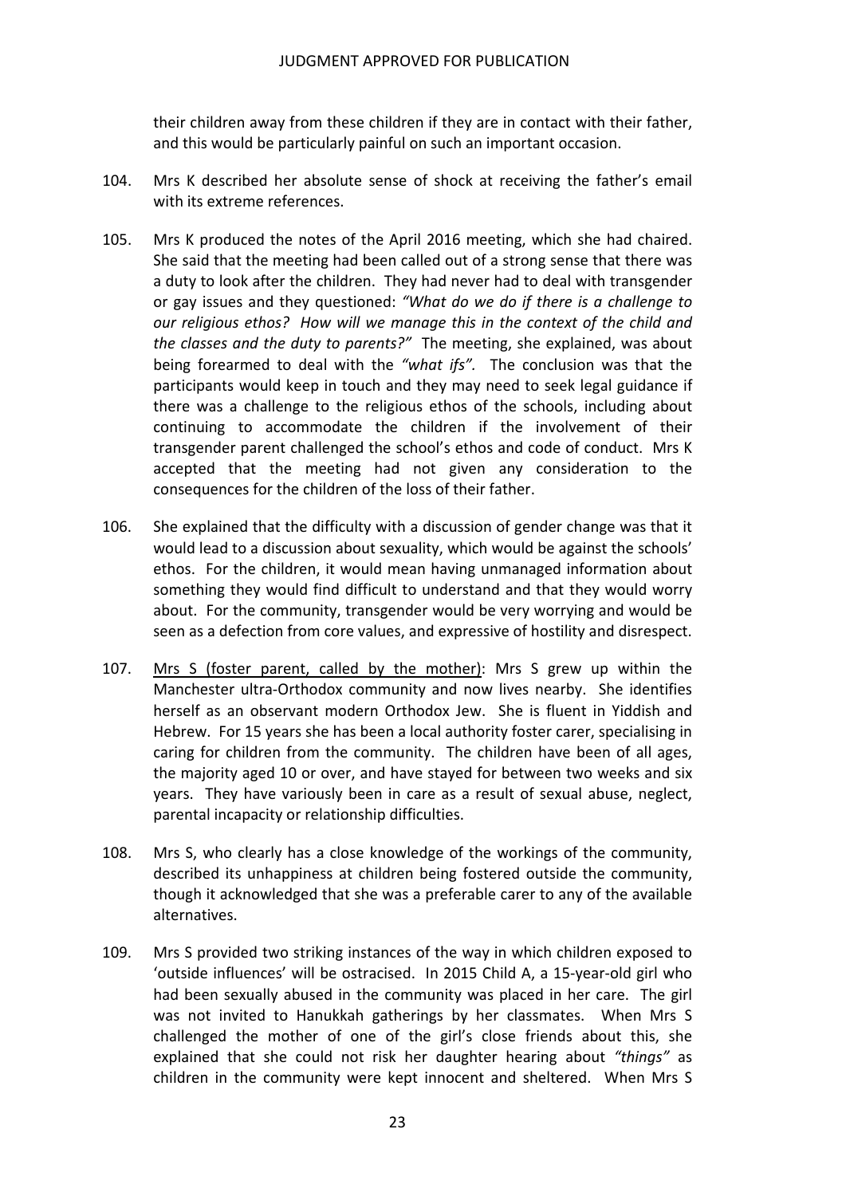their children away from these children if they are in contact with their father, and this would be particularly painful on such an important occasion.

104. Mrs K described her absolute sense of shock at receiving the father's email with its extreme references.

105. Mrs K produced the notes of the April 2016 meeting, which she had chaired. She said that the meeting had been called out of a strong sense that there was a duty to look after the children. They had never had to deal with transgender or gay issues and they questioned: *"What do we do if there is a challenge to our religious ethos? How will we manage this in the context of the child and the classes and the duty to parents?"* The meeting, she explained, was about being forearmed to deal with the *"what ifs".* The conclusion was that the participants would keep in touch and they may need to seek legal guidance if there was a challenge to the religious ethos of the schools, including about continuing to accommodate the children if the involvement of their transgender parent challenged the school's ethos and code of conduct. Mrs K accepted that the meeting had not given any consideration to the consequences for the children of the loss of their father.

106. She explained that the difficulty with a discussion of gender change was that it would lead to a discussion about sexuality, which would be against the schools' ethos. For the children, it would mean having unmanaged information about something they would find difficult to understand and that they would worry about. For the community, transgender would be very worrying and would be seen as a defection from core values, and expressive of hostility and disrespect.

107. <u>Mrs S (foster parent, called by the mother)</u>: Mrs S grew up within the Manchester ultra-Orthodox community and now lives nearby. She identifies herself as an observant modern Orthodox Jew. She is fluent in Yiddish and Hebrew. For 15 years she has been a local authority foster carer, specialising in caring for children from the community. The children have been of all ages, the majority aged 10 or over, and have stayed for between two weeks and six years. They have variously been in care as a result of sexual abuse, neglect, parental incapacity or relationship difficulties.

108. Mrs S, who clearly has a close knowledge of the workings of the community, described its unhappiness at children being fostered outside the community, though it acknowledged that she was a preferable carer to any of the available alternatives.

109. Mrs S provided two striking instances of the way in which children exposed to 'outside influences' will be ostracised. In 2015 Child A, a 15-year-old girl who had been sexually abused in the community was placed in her care. The girl was not invited to Hanukkah gatherings by her classmates. When Mrs S challenged the mother of one of the girl's close friends about this, she explained that she could not risk her daughter hearing about *"things"* as children in the community were kept innocent and sheltered. When Mrs S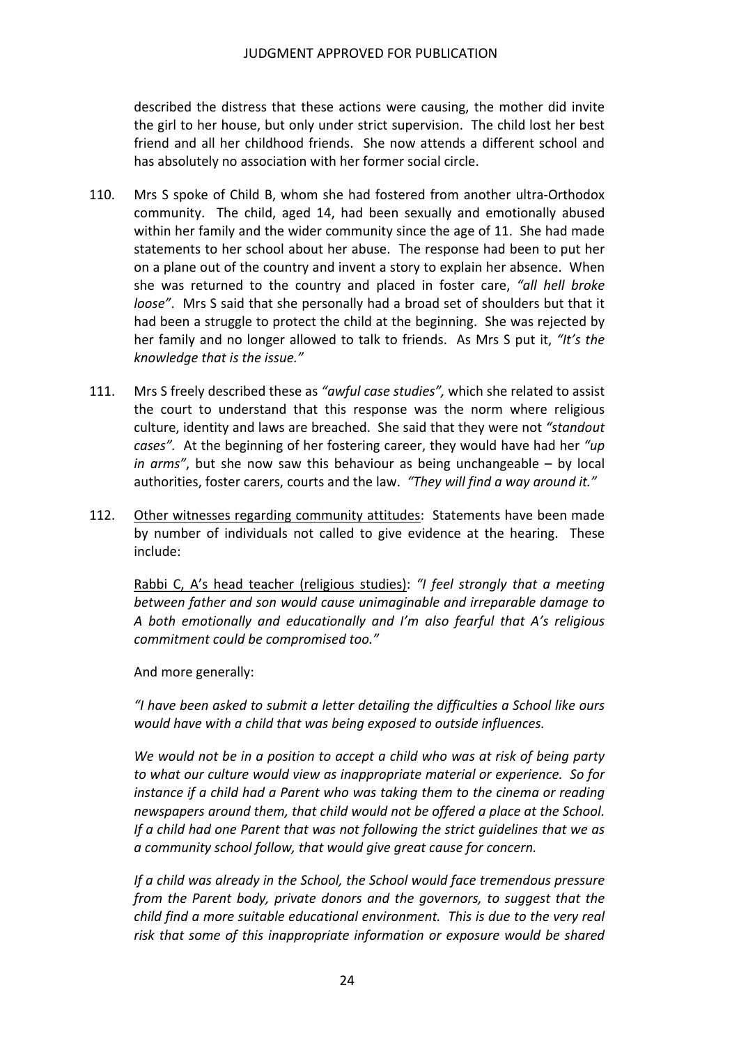described the distress that these actions were causing, the mother did invite the girl to her house, but only under strict supervision. The child lost her best friend and all her childhood friends. She now attends a different school and has absolutely no association with her former social circle.

110. Mrs S spoke of Child B, whom she had fostered from another ultra-Orthodox community. The child, aged 14, had been sexually and emotionally abused within her family and the wider community since the age of 11. She had made statements to her school about her abuse. The response had been to put her on a plane out of the country and invent a story to explain her absence. When she was returned to the country and placed in foster care, *"all hell broke loose"*. Mrs S said that she personally had a broad set of shoulders but that it had been a struggle to protect the child at the beginning. She was rejected by her family and no longer allowed to talk to friends. As Mrs S put it, *"It's the knowledge that is the issue."*

111. Mrs S freely described these as *"awful case studies",* which she related to assist the court to understand that this response was the norm where religious culture, identity and laws are breached. She said that they were not *"standout cases".* At the beginning of her fostering career, they would have had her *"up in arms"*, but she now saw this behaviour as being unchangeable – by local authorities, foster carers, courts and the law. *"They will find a way around it."*

112. <u>Other witnesses regarding community attitudes</u>: Statements have been made by number of individuals not called to give evidence at the hearing. These include:

<u>Rabbi C, A's head teacher (religious studies)</u>: *"I feel strongly that a meeting between father and son would cause unimaginable and irreparable damage to A both emotionally and educationally and I'm also fearful that A's religious commitment could be compromised too."*

And more generally:

*"I have been asked to submit a letter detailing the difficulties a School like ours would have with a child that was being exposed to outside influences.*

*We would not be in a position to accept a child who was at risk of being party to what our culture would view as inappropriate material or experience. So for instance if a child had a Parent who was taking them to the cinema or reading newspapers around them, that child would not be offered a place at the School. If a child had one Parent that was not following the strict guidelines that we as a community school follow, that would give great cause for concern.*

*If a child was already in the School, the School would face tremendous pressure from the Parent body, private donors and the governors, to suggest that the child find a more suitable educational environment. This is due to the very real risk that some of this inappropriate information or exposure would be shared*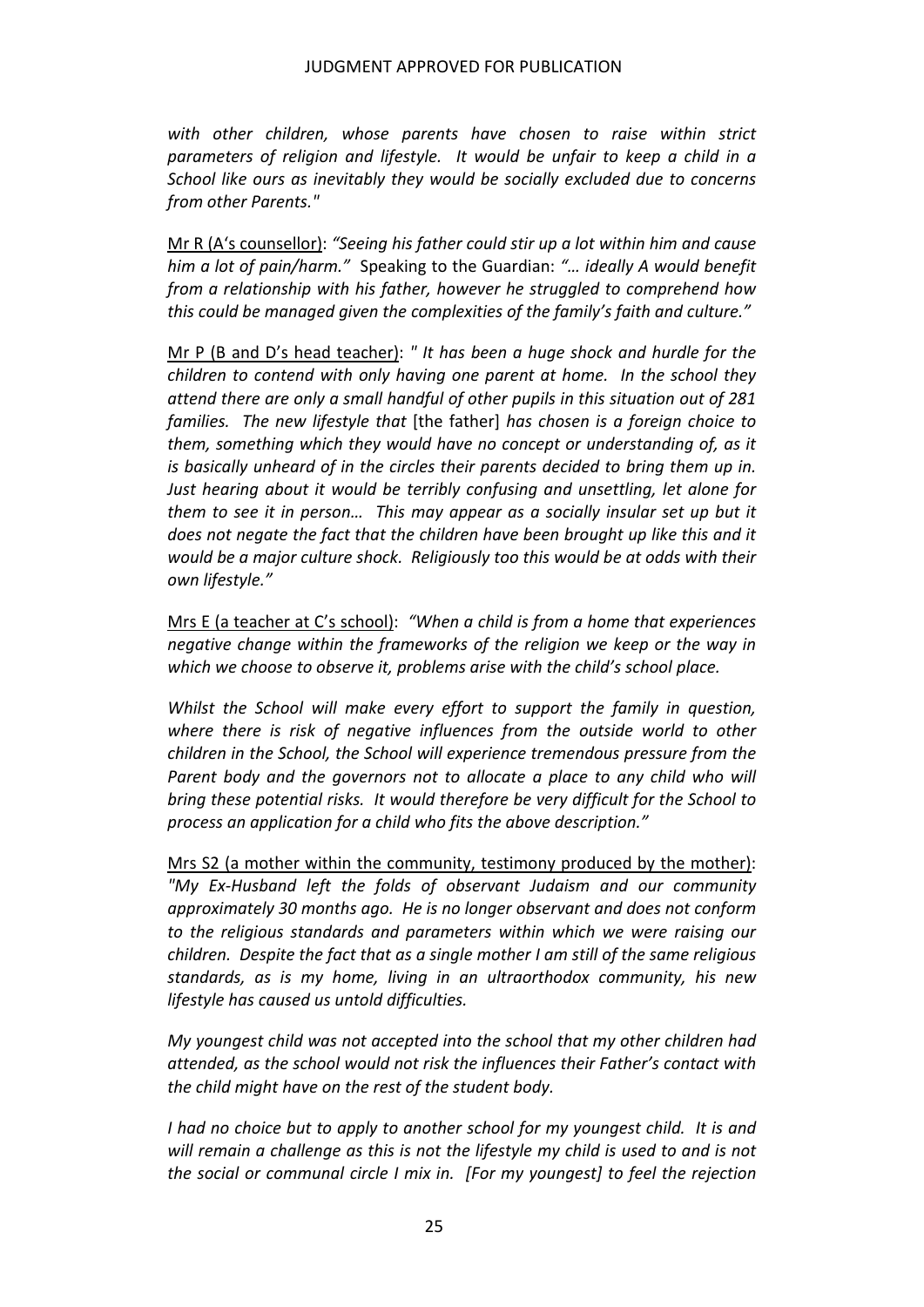*with other children, whose parents have chosen to raise within strict parameters of religion and lifestyle. It would be unfair to keep a child in a School like ours as inevitably they would be socially excluded due to concerns from other Parents."*

<u>Mr R (A's counsellor)</u>: *"Seeing his father could stir up a lot within him and cause him a lot of pain/harm."* Speaking to the Guardian: *"… ideally A would benefit from a relationship with his father, however he struggled to comprehend how this could be managed given the complexities of the family's faith and culture."*

<u>Mr P (B and D's head teacher)</u>: *" It has been a huge shock and hurdle for the children to contend with only having one parent at home. In the school they attend there are only a small handful of other pupils in this situation out of 281 families. The new lifestyle that* [the father] *has chosen is a foreign choice to them, something which they would have no concept or understanding of, as it is basically unheard of in the circles their parents decided to bring them up in. Just hearing about it would be terribly confusing and unsettling, let alone for them to see it in person… This may appear as a socially insular set up but it does not negate the fact that the children have been brought up like this and it would be a major culture shock. Religiously too this would be at odds with their own lifestyle."*

<u>Mrs E (a teacher at C's school)</u>: *"When a child is from a home that experiences negative change within the frameworks of the religion we keep or the way in which we choose to observe it, problems arise with the child's school place.*

*Whilst the School will make every effort to support the family in question, where there is risk of negative influences from the outside world to other children in the School, the School will experience tremendous pressure from the Parent body and the governors not to allocate a place to any child who will bring these potential risks. It would therefore be very difficult for the School to process an application for a child who fits the above description."*

<u>Mrs S2 (a mother within the community, testimony produced by the mother)</u>: *"My Ex-Husband left the folds of observant Judaism and our community approximately 30 months ago. He is no longer observant and does not conform to the religious standards and parameters within which we were raising our children. Despite the fact that as a single mother I am still of the same religious standards, as is my home, living in an ultraorthodox community, his new lifestyle has caused us untold difficulties.*

*My youngest child was not accepted into the school that my other children had attended, as the school would not risk the influences their Father's contact with the child might have on the rest of the student body.*

*I had no choice but to apply to another school for my youngest child. It is and will remain a challenge as this is not the lifestyle my child is used to and is not the social or communal circle I mix in. [For my youngest] to feel the rejection*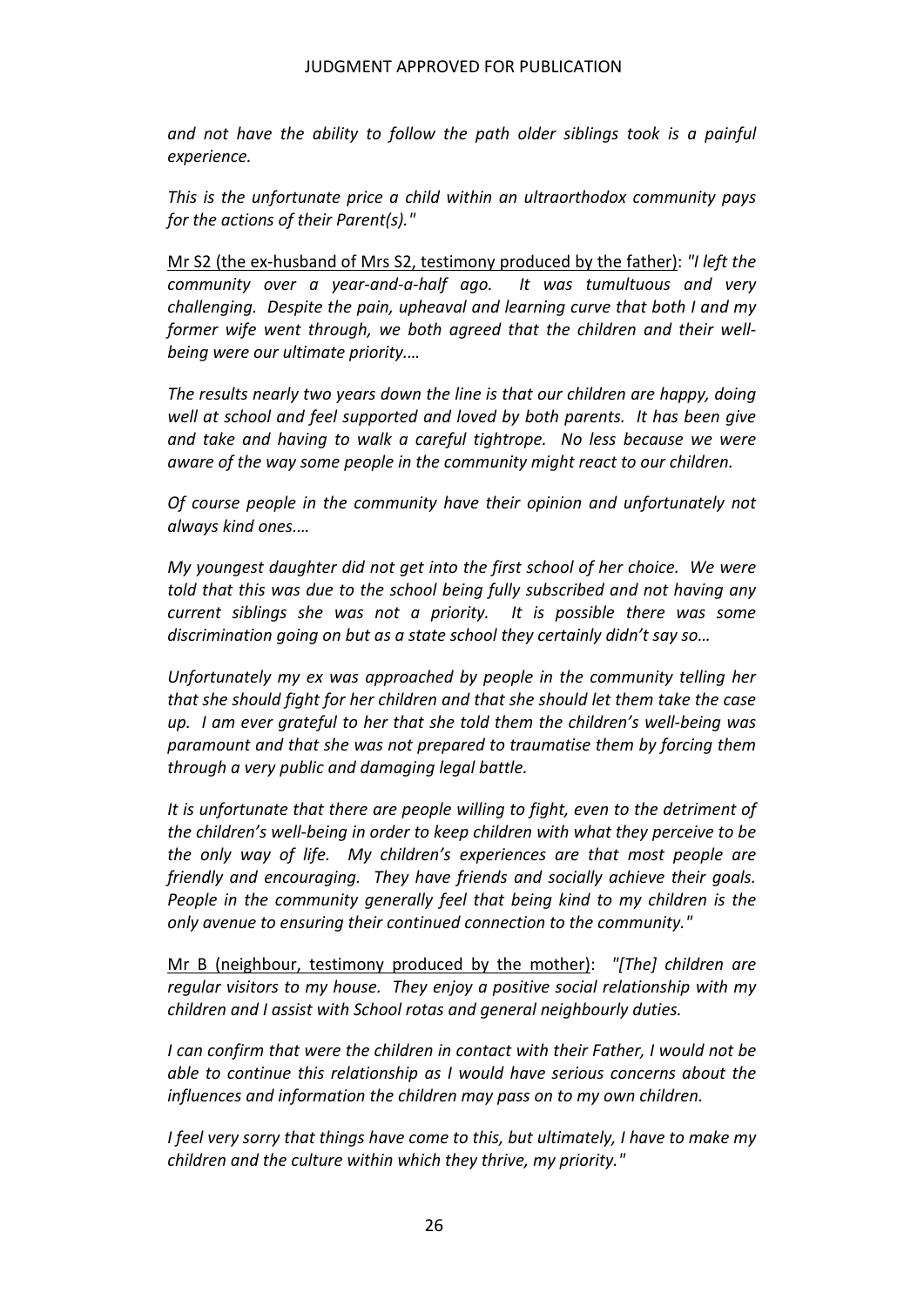*and not have the ability to follow the path older siblings took is a painful experience.*

*This is the unfortunate price a child within an ultraorthodox community pays for the actions of their Parent(s)."*

Mr S2 (the ex-husband of Mrs S2, testimony produced by the father): *"I left the community over a year-and-a-half ago. It was tumultuous and very challenging. Despite the pain, upheaval and learning curve that both I and my former wife went through, we both agreed that the children and their well-being were our ultimate priority.…*

*The results nearly two years down the line is that our children are happy, doing well at school and feel supported and loved by both parents. It has been give and take and having to walk a careful tightrope. No less because we were aware of the way some people in the community might react to our children.*

*Of course people in the community have their opinion and unfortunately not always kind ones.…*

*My youngest daughter did not get into the first school of her choice. We were told that this was due to the school being fully subscribed and not having any current siblings she was not a priority. It is possible there was some discrimination going on but as a state school they certainly didn't say so…*

*Unfortunately my ex was approached by people in the community telling her that she should fight for her children and that she should let them take the case up. I am ever grateful to her that she told them the children's well-being was paramount and that she was not prepared to traumatise them by forcing them through a very public and damaging legal battle.*

*It is unfortunate that there are people willing to fight, even to the detriment of the children's well-being in order to keep children with what they perceive to be the only way of life. My children's experiences are that most people are friendly and encouraging. They have friends and socially achieve their goals. People in the community generally feel that being kind to my children is the only avenue to ensuring their continued connection to the community."*

Mr B (neighbour, testimony produced by the mother): *"[The] children are regular visitors to my house. They enjoy a positive social relationship with my children and I assist with School rotas and general neighbourly duties.*

*I can confirm that were the children in contact with their Father, I would not be able to continue this relationship as I would have serious concerns about the influences and information the children may pass on to my own children.*

*I feel very sorry that things have come to this, but ultimately, I have to make my children and the culture within which they thrive, my priority."*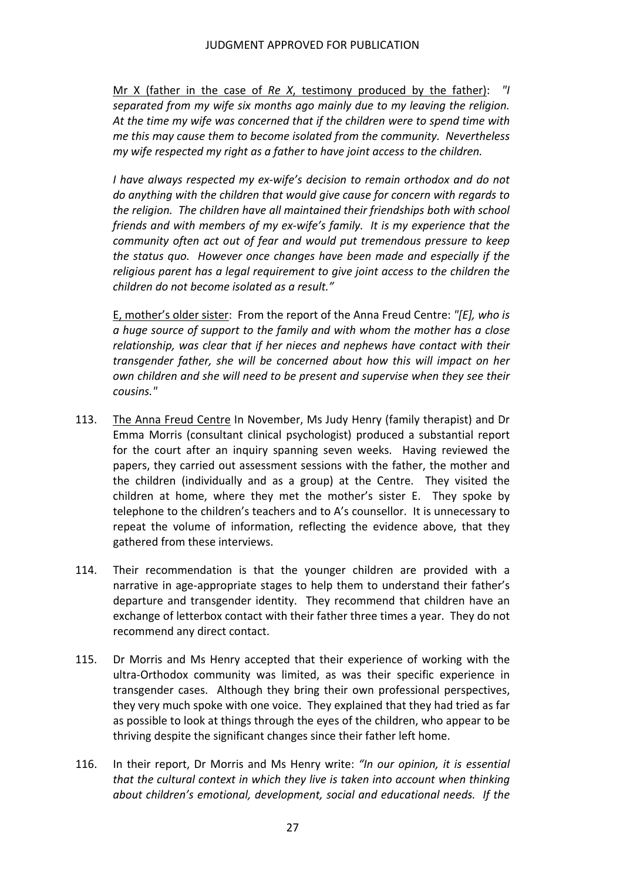<u>Mr X (father in the case of *Re X*, testimony produced by the father)</u>: *"I separated from my wife six months ago mainly due to my leaving the religion. At the time my wife was concerned that if the children were to spend time with me this may cause them to become isolated from the community. Nevertheless my wife respected my right as a father to have joint access to the children.*

*I have always respected my ex-wife's decision to remain orthodox and do not do anything with the children that would give cause for concern with regards to the religion. The children have all maintained their friendships both with school friends and with members of my ex-wife's family. It is my experience that the community often act out of fear and would put tremendous pressure to keep the status quo. However once changes have been made and especially if the religious parent has a legal requirement to give joint access to the children the children do not become isolated as a result."*

<u>E, mother's older sister</u>: From the report of the Anna Freud Centre: *"[E], who is a huge source of support to the family and with whom the mother has a close relationship, was clear that if her nieces and nephews have contact with their transgender father, she will be concerned about how this will impact on her own children and she will need to be present and supervise when they see their cousins."*

113. <u>The Anna Freud Centre</u> In November, Ms Judy Henry (family therapist) and Dr Emma Morris (consultant clinical psychologist) produced a substantial report for the court after an inquiry spanning seven weeks. Having reviewed the papers, they carried out assessment sessions with the father, the mother and the children (individually and as a group) at the Centre. They visited the children at home, where they met the mother's sister E. They spoke by telephone to the children's teachers and to A's counsellor. It is unnecessary to repeat the volume of information, reflecting the evidence above, that they gathered from these interviews.

114. Their recommendation is that the younger children are provided with a narrative in age-appropriate stages to help them to understand their father's departure and transgender identity. They recommend that children have an exchange of letterbox contact with their father three times a year. They do not recommend any direct contact.

115. Dr Morris and Ms Henry accepted that their experience of working with the ultra-Orthodox community was limited, as was their specific experience in transgender cases. Although they bring their own professional perspectives, they very much spoke with one voice. They explained that they had tried as far as possible to look at things through the eyes of the children, who appear to be thriving despite the significant changes since their father left home.

116. In their report, Dr Morris and Ms Henry write: *"In our opinion, it is essential that the cultural context in which they live is taken into account when thinking about children's emotional, development, social and educational needs. If the*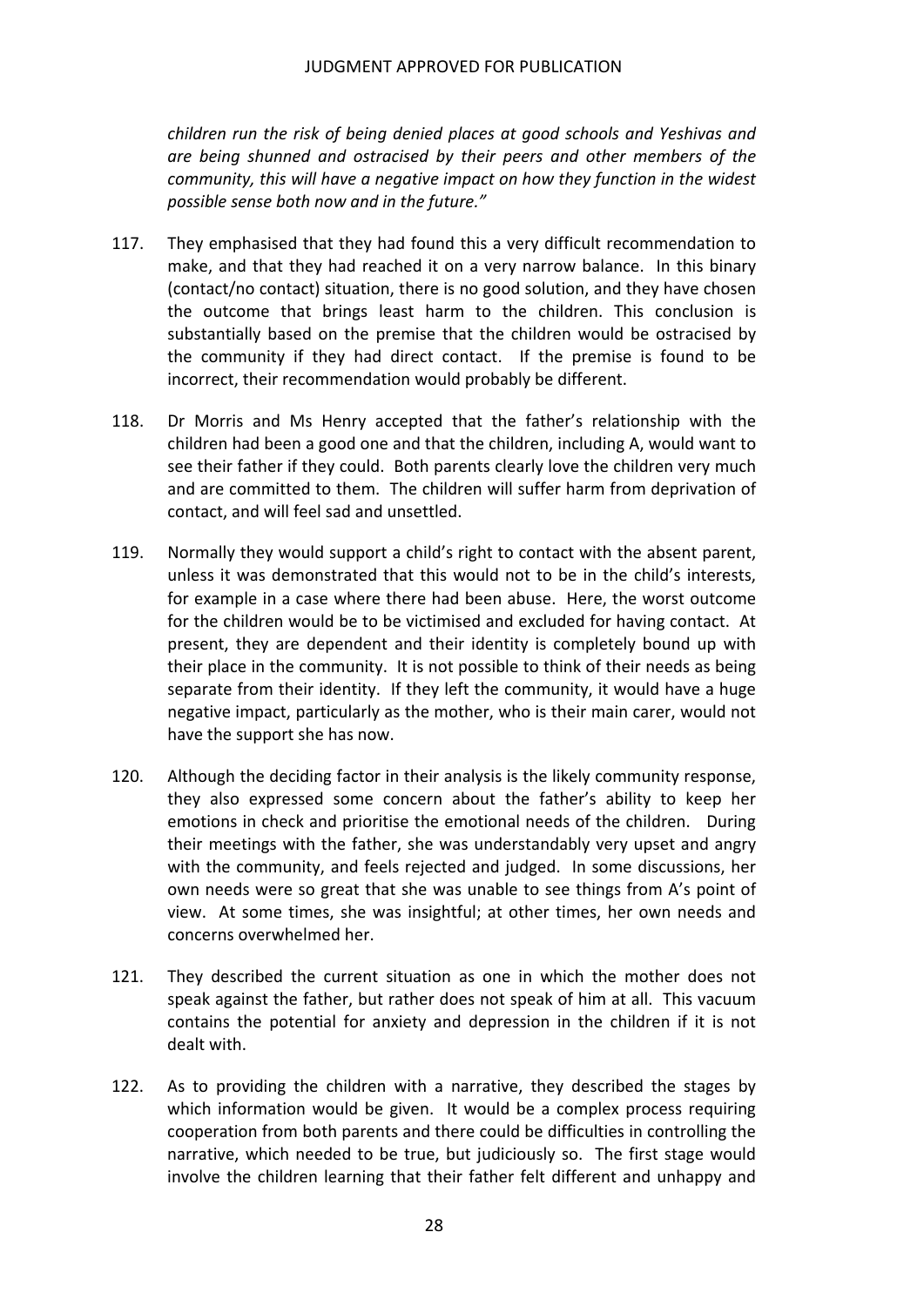*children run the risk of being denied places at good schools and Yeshivas and are being shunned and ostracised by their peers and other members of the community, this will have a negative impact on how they function in the widest possible sense both now and in the future."*

117. They emphasised that they had found this a very difficult recommendation to make, and that they had reached it on a very narrow balance. In this binary (contact/no contact) situation, there is no good solution, and they have chosen the outcome that brings least harm to the children. This conclusion is substantially based on the premise that the children would be ostracised by the community if they had direct contact. If the premise is found to be incorrect, their recommendation would probably be different.

118. Dr Morris and Ms Henry accepted that the father's relationship with the children had been a good one and that the children, including A, would want to see their father if they could. Both parents clearly love the children very much and are committed to them. The children will suffer harm from deprivation of contact, and will feel sad and unsettled.

119. Normally they would support a child's right to contact with the absent parent, unless it was demonstrated that this would not to be in the child's interests, for example in a case where there had been abuse. Here, the worst outcome for the children would be to be victimised and excluded for having contact. At present, they are dependent and their identity is completely bound up with their place in the community. It is not possible to think of their needs as being separate from their identity. If they left the community, it would have a huge negative impact, particularly as the mother, who is their main carer, would not have the support she has now.

120. Although the deciding factor in their analysis is the likely community response, they also expressed some concern about the father's ability to keep her emotions in check and prioritise the emotional needs of the children. During their meetings with the father, she was understandably very upset and angry with the community, and feels rejected and judged. In some discussions, her own needs were so great that she was unable to see things from A's point of view. At some times, she was insightful; at other times, her own needs and concerns overwhelmed her.

121. They described the current situation as one in which the mother does not speak against the father, but rather does not speak of him at all. This vacuum contains the potential for anxiety and depression in the children if it is not dealt with.

122. As to providing the children with a narrative, they described the stages by which information would be given. It would be a complex process requiring cooperation from both parents and there could be difficulties in controlling the narrative, which needed to be true, but judiciously so. The first stage would involve the children learning that their father felt different and unhappy and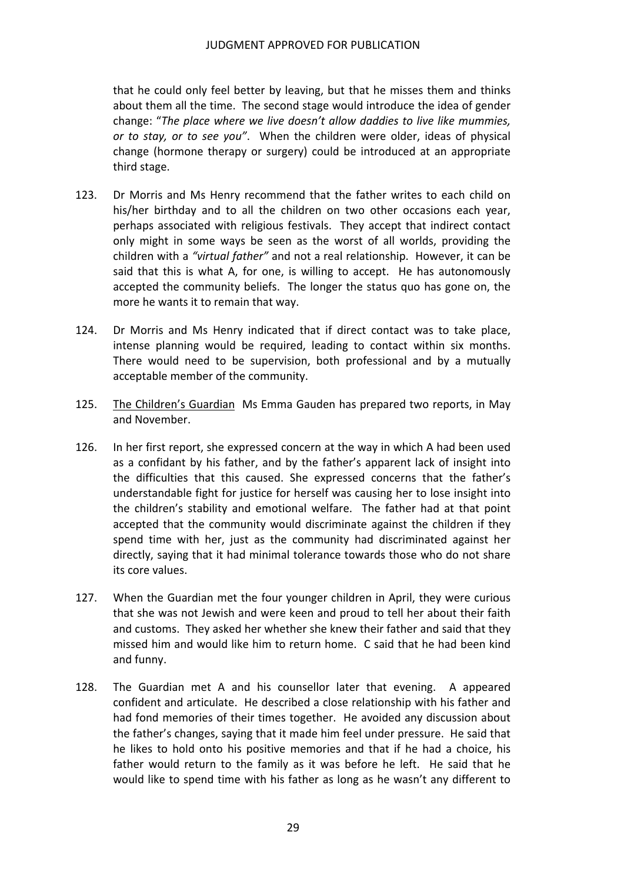that he could only feel better by leaving, but that he misses them and thinks about them all the time. The second stage would introduce the idea of gender change: "*The place where we live doesn't allow daddies to live like mummies, or to stay, or to see you"*. When the children were older, ideas of physical change (hormone therapy or surgery) could be introduced at an appropriate third stage.

123. Dr Morris and Ms Henry recommend that the father writes to each child on his/her birthday and to all the children on two other occasions each year, perhaps associated with religious festivals. They accept that indirect contact only might in some ways be seen as the worst of all worlds, providing the children with a *"virtual father"* and not a real relationship. However, it can be said that this is what A, for one, is willing to accept. He has autonomously accepted the community beliefs. The longer the status quo has gone on, the more he wants it to remain that way.

124. Dr Morris and Ms Henry indicated that if direct contact was to take place, intense planning would be required, leading to contact within six months. There would need to be supervision, both professional and by a mutually acceptable member of the community.

125. The Children's Guardian Ms Emma Gauden has prepared two reports, in May and November.

126. In her first report, she expressed concern at the way in which A had been used as a confidant by his father, and by the father's apparent lack of insight into the difficulties that this caused. She expressed concerns that the father's understandable fight for justice for herself was causing her to lose insight into the children's stability and emotional welfare. The father had at that point accepted that the community would discriminate against the children if they spend time with her, just as the community had discriminated against her directly, saying that it had minimal tolerance towards those who do not share its core values.

127. When the Guardian met the four younger children in April, they were curious that she was not Jewish and were keen and proud to tell her about their faith and customs. They asked her whether she knew their father and said that they missed him and would like him to return home. C said that he had been kind and funny.

128. The Guardian met A and his counsellor later that evening. A appeared confident and articulate. He described a close relationship with his father and had fond memories of their times together. He avoided any discussion about the father's changes, saying that it made him feel under pressure. He said that he likes to hold onto his positive memories and that if he had a choice, his father would return to the family as it was before he left. He said that he would like to spend time with his father as long as he wasn't any different to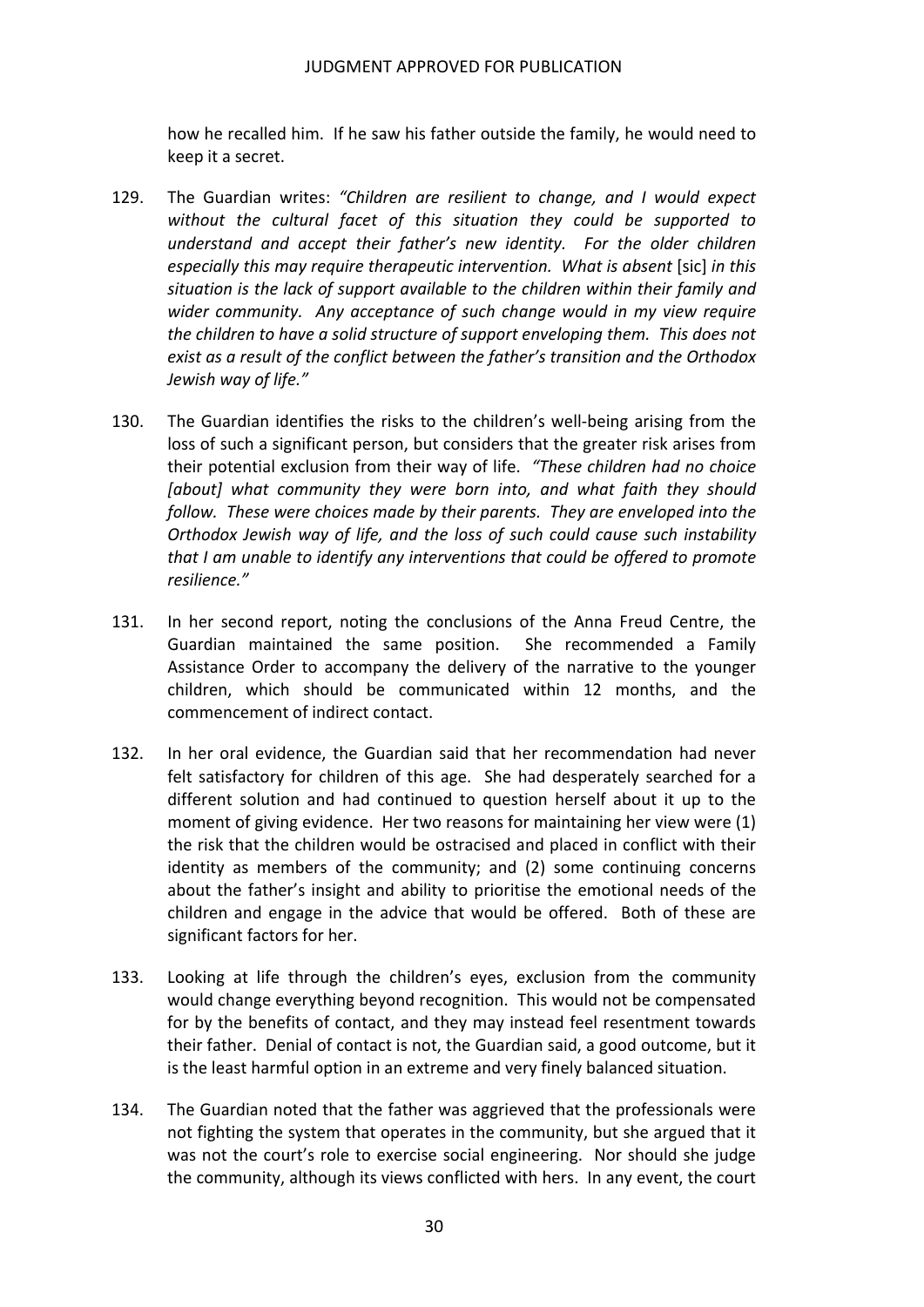how he recalled him. If he saw his father outside the family, he would need to keep it a secret.

129. The Guardian writes: *"Children are resilient to change, and I would expect without the cultural facet of this situation they could be supported to understand and accept their father's new identity. For the older children especially this may require therapeutic intervention. What is absent* [sic] *in this situation is the lack of support available to the children within their family and wider community. Any acceptance of such change would in my view require the children to have a solid structure of support enveloping them. This does not exist as a result of the conflict between the father's transition and the Orthodox Jewish way of life."*

130. The Guardian identifies the risks to the children's well-being arising from the loss of such a significant person, but considers that the greater risk arises from their potential exclusion from their way of life. *"These children had no choice [about] what community they were born into, and what faith they should follow. These were choices made by their parents. They are enveloped into the Orthodox Jewish way of life, and the loss of such could cause such instability that I am unable to identify any interventions that could be offered to promote resilience."*

131. In her second report, noting the conclusions of the Anna Freud Centre, the Guardian maintained the same position. She recommended a Family Assistance Order to accompany the delivery of the narrative to the younger children, which should be communicated within 12 months, and the commencement of indirect contact.

132. In her oral evidence, the Guardian said that her recommendation had never felt satisfactory for children of this age. She had desperately searched for a different solution and had continued to question herself about it up to the moment of giving evidence. Her two reasons for maintaining her view were (1) the risk that the children would be ostracised and placed in conflict with their identity as members of the community; and (2) some continuing concerns about the father's insight and ability to prioritise the emotional needs of the children and engage in the advice that would be offered. Both of these are significant factors for her.

133. Looking at life through the children's eyes, exclusion from the community would change everything beyond recognition. This would not be compensated for by the benefits of contact, and they may instead feel resentment towards their father. Denial of contact is not, the Guardian said, a good outcome, but it is the least harmful option in an extreme and very finely balanced situation.

134. The Guardian noted that the father was aggrieved that the professionals were not fighting the system that operates in the community, but she argued that it was not the court's role to exercise social engineering. Nor should she judge the community, although its views conflicted with hers. In any event, the court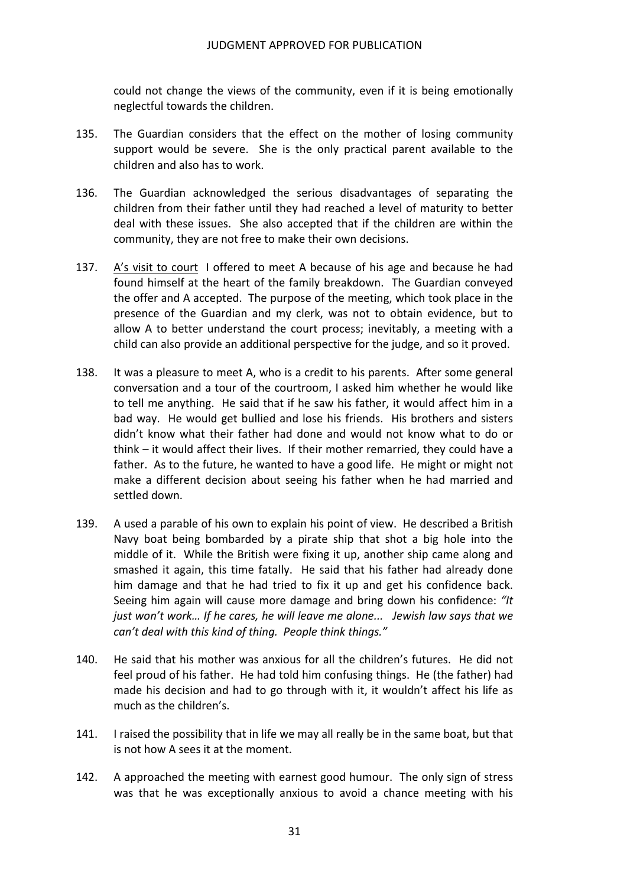could not change the views of the community, even if it is being emotionally neglectful towards the children.

135. The Guardian considers that the effect on the mother of losing community support would be severe. She is the only practical parent available to the children and also has to work.

136. The Guardian acknowledged the serious disadvantages of separating the children from their father until they had reached a level of maturity to better deal with these issues. She also accepted that if the children are within the community, they are not free to make their own decisions.

137. <u>A's visit to court</u> I offered to meet A because of his age and because he had found himself at the heart of the family breakdown. The Guardian conveyed the offer and A accepted. The purpose of the meeting, which took place in the presence of the Guardian and my clerk, was not to obtain evidence, but to allow A to better understand the court process; inevitably, a meeting with a child can also provide an additional perspective for the judge, and so it proved.

138. It was a pleasure to meet A, who is a credit to his parents. After some general conversation and a tour of the courtroom, I asked him whether he would like to tell me anything. He said that if he saw his father, it would affect him in a bad way. He would get bullied and lose his friends. His brothers and sisters didn't know what their father had done and would not know what to do or think – it would affect their lives. If their mother remarried, they could have a father. As to the future, he wanted to have a good life. He might or might not make a different decision about seeing his father when he had married and settled down.

139. A used a parable of his own to explain his point of view. He described a British Navy boat being bombarded by a pirate ship that shot a big hole into the middle of it. While the British were fixing it up, another ship came along and smashed it again, this time fatally. He said that his father had already done him damage and that he had tried to fix it up and get his confidence back. Seeing him again will cause more damage and bring down his confidence: *"It just won't work… If he cares, he will leave me alone... Jewish law says that we can't deal with this kind of thing. People think things."*

140. He said that his mother was anxious for all the children's futures. He did not feel proud of his father. He had told him confusing things. He (the father) had made his decision and had to go through with it, it wouldn't affect his life as much as the children's.

141. I raised the possibility that in life we may all really be in the same boat, but that is not how A sees it at the moment.

142. A approached the meeting with earnest good humour. The only sign of stress was that he was exceptionally anxious to avoid a chance meeting with his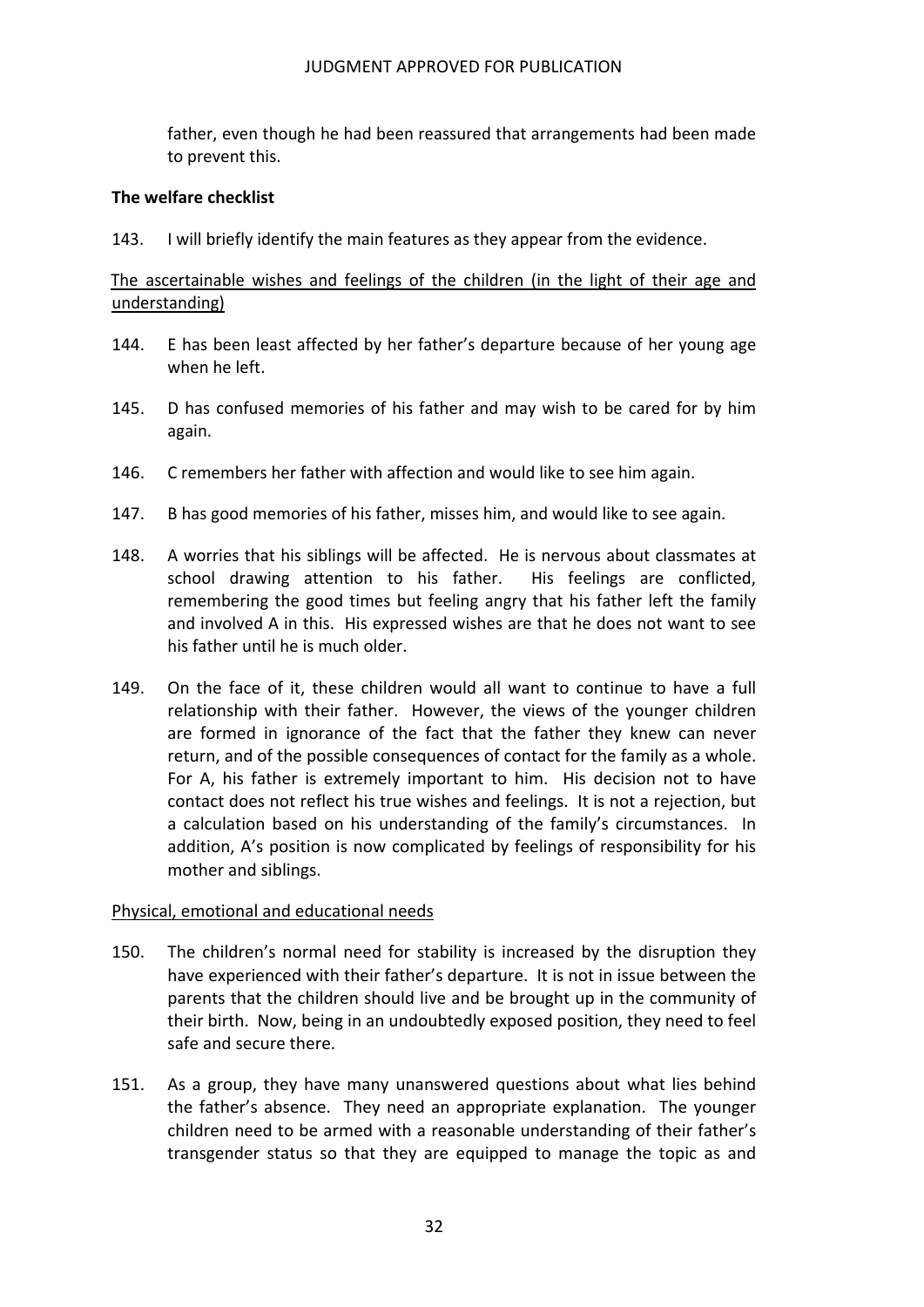father, even though he had been reassured that arrangements had been made to prevent this.

**The welfare checklist**

143. I will briefly identify the main features as they appear from the evidence.

The ascertainable wishes and feelings of the children (in the light of their age and understanding)

144. E has been least affected by her father's departure because of her young age when he left.

145. D has confused memories of his father and may wish to be cared for by him again.

146. C remembers her father with affection and would like to see him again.

147. B has good memories of his father, misses him, and would like to see again.

148. A worries that his siblings will be affected. He is nervous about classmates at school drawing attention to his father. His feelings are conflicted, remembering the good times but feeling angry that his father left the family and involved A in this. His expressed wishes are that he does not want to see his father until he is much older.

149. On the face of it, these children would all want to continue to have a full relationship with their father. However, the views of the younger children are formed in ignorance of the fact that the father they knew can never return, and of the possible consequences of contact for the family as a whole. For A, his father is extremely important to him. His decision not to have contact does not reflect his true wishes and feelings. It is not a rejection, but a calculation based on his understanding of the family's circumstances. In addition, A's position is now complicated by feelings of responsibility for his mother and siblings.

Physical, emotional and educational needs

150. The children's normal need for stability is increased by the disruption they have experienced with their father's departure. It is not in issue between the parents that the children should live and be brought up in the community of their birth. Now, being in an undoubtedly exposed position, they need to feel safe and secure there.

151. As a group, they have many unanswered questions about what lies behind the father's absence. They need an appropriate explanation. The younger children need to be armed with a reasonable understanding of their father's transgender status so that they are equipped to manage the topic as and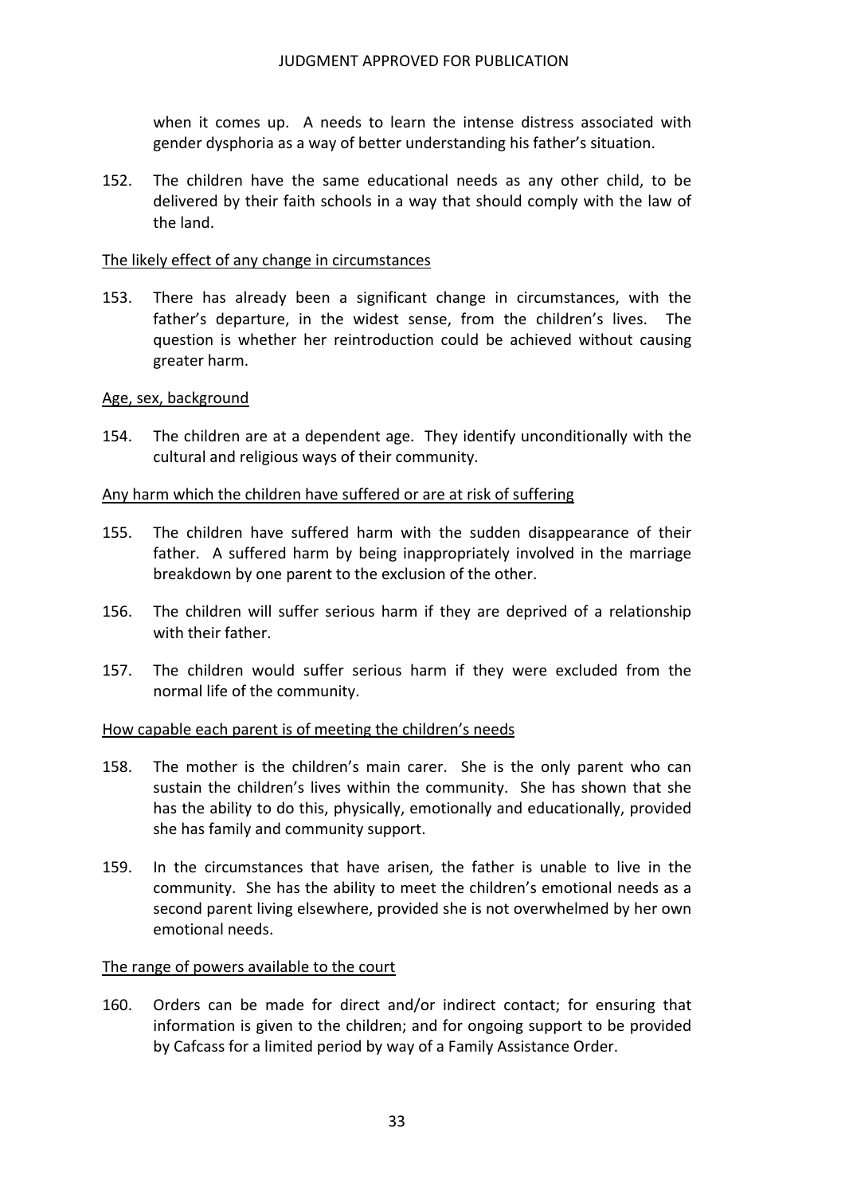when it comes up. A needs to learn the intense distress associated with gender dysphoria as a way of better understanding his father's situation.

152. The children have the same educational needs as any other child, to be delivered by their faith schools in a way that should comply with the law of the land.

<u>The likely effect of any change in circumstances</u>

153. There has already been a significant change in circumstances, with the father's departure, in the widest sense, from the children's lives. The question is whether her reintroduction could be achieved without causing greater harm.

<u>Age, sex, background</u>

154. The children are at a dependent age. They identify unconditionally with the cultural and religious ways of their community.

<u>Any harm which the children have suffered or are at risk of suffering</u>

155. The children have suffered harm with the sudden disappearance of their father. A suffered harm by being inappropriately involved in the marriage breakdown by one parent to the exclusion of the other.

156. The children will suffer serious harm if they are deprived of a relationship with their father.

157. The children would suffer serious harm if they were excluded from the normal life of the community.

<u>How capable each parent is of meeting the children's needs</u>

158. The mother is the children's main carer. She is the only parent who can sustain the children's lives within the community. She has shown that she has the ability to do this, physically, emotionally and educationally, provided she has family and community support.

159. In the circumstances that have arisen, the father is unable to live in the community. She has the ability to meet the children's emotional needs as a second parent living elsewhere, provided she is not overwhelmed by her own emotional needs.

<u>The range of powers available to the court</u>

160. Orders can be made for direct and/or indirect contact; for ensuring that information is given to the children; and for ongoing support to be provided by Cafcass for a limited period by way of a Family Assistance Order.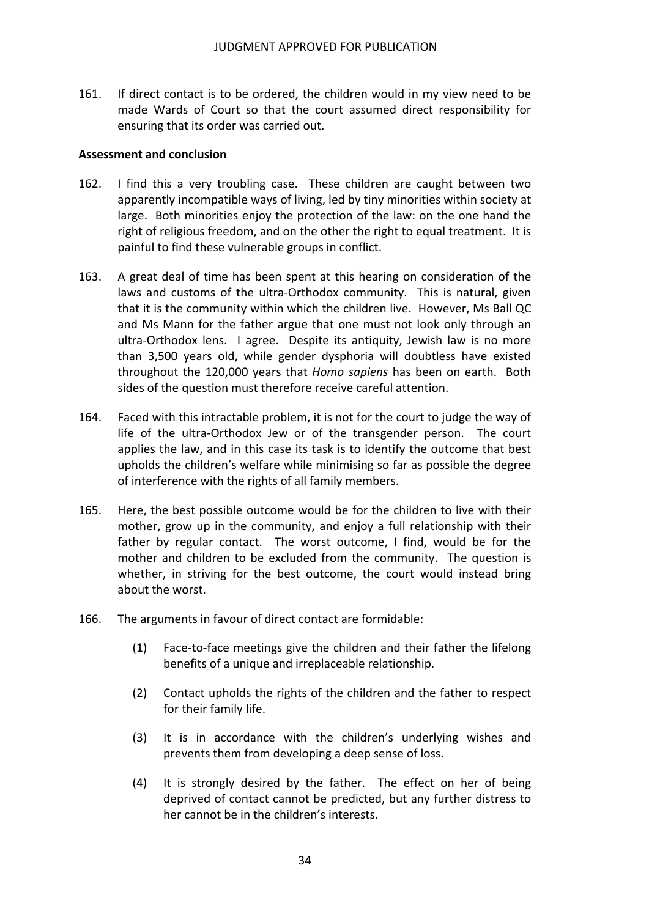161. If direct contact is to be ordered, the children would in my view need to be made Wards of Court so that the court assumed direct responsibility for ensuring that its order was carried out.

**Assessment and conclusion**

162. I find this a very troubling case. These children are caught between two apparently incompatible ways of living, led by tiny minorities within society at large. Both minorities enjoy the protection of the law: on the one hand the right of religious freedom, and on the other the right to equal treatment. It is painful to find these vulnerable groups in conflict.

163. A great deal of time has been spent at this hearing on consideration of the laws and customs of the ultra-Orthodox community. This is natural, given that it is the community within which the children live. However, Ms Ball QC and Ms Mann for the father argue that one must not look only through an ultra-Orthodox lens. I agree. Despite its antiquity, Jewish law is no more than 3,500 years old, while gender dysphoria will doubtless have existed throughout the 120,000 years that *Homo sapiens* has been on earth. Both sides of the question must therefore receive careful attention.

164. Faced with this intractable problem, it is not for the court to judge the way of life of the ultra-Orthodox Jew or of the transgender person. The court applies the law, and in this case its task is to identify the outcome that best upholds the children's welfare while minimising so far as possible the degree of interference with the rights of all family members.

165. Here, the best possible outcome would be for the children to live with their mother, grow up in the community, and enjoy a full relationship with their father by regular contact. The worst outcome, I find, would be for the mother and children to be excluded from the community. The question is whether, in striving for the best outcome, the court would instead bring about the worst.

166. The arguments in favour of direct contact are formidable:

    (1) Face-to-face meetings give the children and their father the lifelong benefits of a unique and irreplaceable relationship.

    (2) Contact upholds the rights of the children and the father to respect for their family life.

    (3) It is in accordance with the children's underlying wishes and prevents them from developing a deep sense of loss.

    (4) It is strongly desired by the father. The effect on her of being deprived of contact cannot be predicted, but any further distress to her cannot be in the children's interests.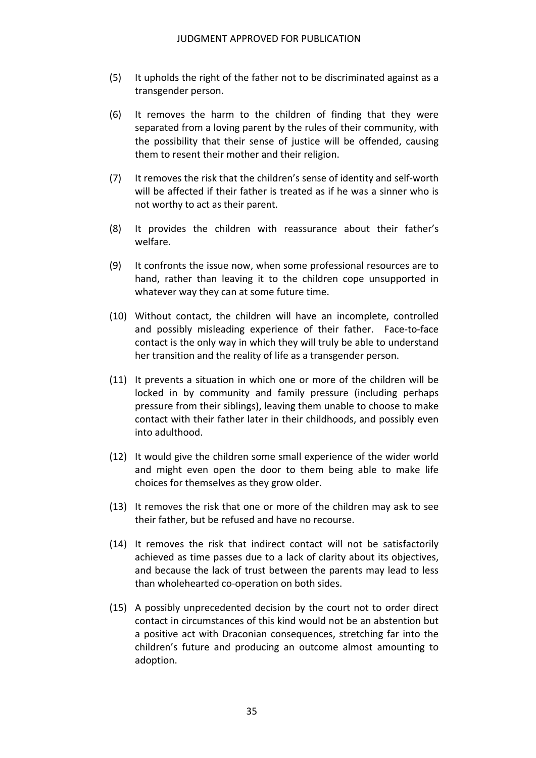(5) It upholds the right of the father not to be discriminated against as a transgender person.

(6) It removes the harm to the children of finding that they were separated from a loving parent by the rules of their community, with the possibility that their sense of justice will be offended, causing them to resent their mother and their religion.

(7) It removes the risk that the children's sense of identity and self-worth will be affected if their father is treated as if he was a sinner who is not worthy to act as their parent.

(8) It provides the children with reassurance about their father's welfare.

(9) It confronts the issue now, when some professional resources are to hand, rather than leaving it to the children cope unsupported in whatever way they can at some future time.

(10) Without contact, the children will have an incomplete, controlled and possibly misleading experience of their father. Face-to-face contact is the only way in which they will truly be able to understand her transition and the reality of life as a transgender person.

(11) It prevents a situation in which one or more of the children will be locked in by community and family pressure (including perhaps pressure from their siblings), leaving them unable to choose to make contact with their father later in their childhoods, and possibly even into adulthood.

(12) It would give the children some small experience of the wider world and might even open the door to them being able to make life choices for themselves as they grow older.

(13) It removes the risk that one or more of the children may ask to see their father, but be refused and have no recourse.

(14) It removes the risk that indirect contact will not be satisfactorily achieved as time passes due to a lack of clarity about its objectives, and because the lack of trust between the parents may lead to less than wholehearted co-operation on both sides.

(15) A possibly unprecedented decision by the court not to order direct contact in circumstances of this kind would not be an abstention but a positive act with Draconian consequences, stretching far into the children's future and producing an outcome almost amounting to adoption.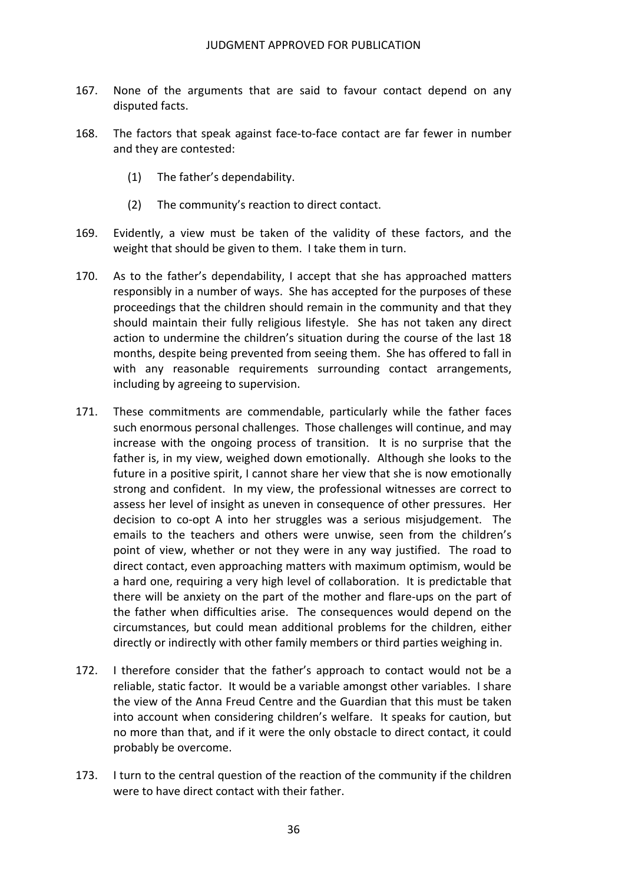167. None of the arguments that are said to favour contact depend on any disputed facts.

168. The factors that speak against face-to-face contact are far fewer in number and they are contested:

    (1) The father's dependability.

    (2) The community's reaction to direct contact.

169. Evidently, a view must be taken of the validity of these factors, and the weight that should be given to them. I take them in turn.

170. As to the father's dependability, I accept that she has approached matters responsibly in a number of ways. She has accepted for the purposes of these proceedings that the children should remain in the community and that they should maintain their fully religious lifestyle. She has not taken any direct action to undermine the children's situation during the course of the last 18 months, despite being prevented from seeing them. She has offered to fall in with any reasonable requirements surrounding contact arrangements, including by agreeing to supervision.

171. These commitments are commendable, particularly while the father faces such enormous personal challenges. Those challenges will continue, and may increase with the ongoing process of transition. It is no surprise that the father is, in my view, weighed down emotionally. Although she looks to the future in a positive spirit, I cannot share her view that she is now emotionally strong and confident. In my view, the professional witnesses are correct to assess her level of insight as uneven in consequence of other pressures. Her decision to co-opt A into her struggles was a serious misjudgement. The emails to the teachers and others were unwise, seen from the children's point of view, whether or not they were in any way justified. The road to direct contact, even approaching matters with maximum optimism, would be a hard one, requiring a very high level of collaboration. It is predictable that there will be anxiety on the part of the mother and flare-ups on the part of the father when difficulties arise. The consequences would depend on the circumstances, but could mean additional problems for the children, either directly or indirectly with other family members or third parties weighing in.

172. I therefore consider that the father's approach to contact would not be a reliable, static factor. It would be a variable amongst other variables. I share the view of the Anna Freud Centre and the Guardian that this must be taken into account when considering children's welfare. It speaks for caution, but no more than that, and if it were the only obstacle to direct contact, it could probably be overcome.

173. I turn to the central question of the reaction of the community if the children were to have direct contact with their father.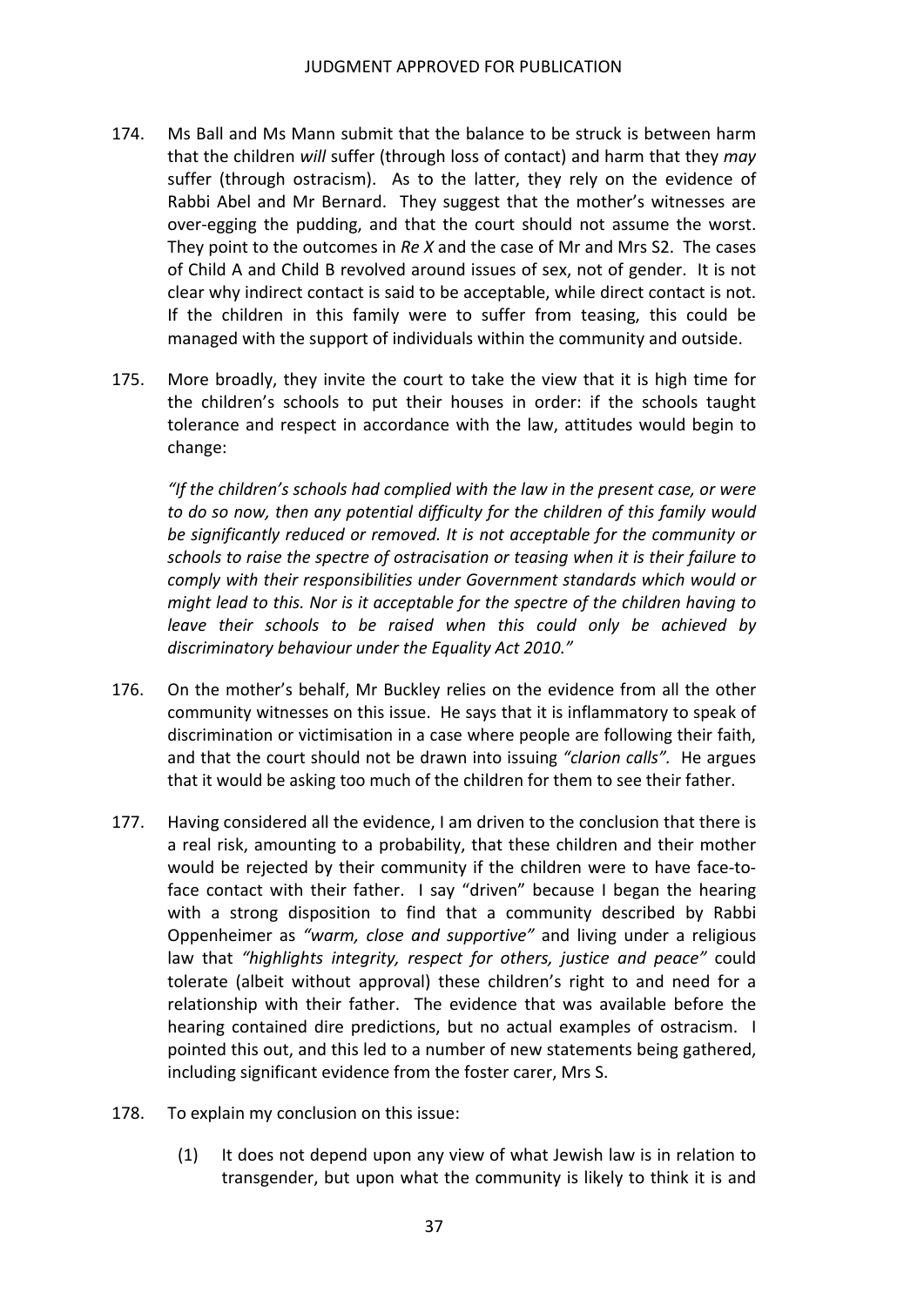174. Ms Ball and Ms Mann submit that the balance to be struck is between harm that the children *will* suffer (through loss of contact) and harm that they *may* suffer (through ostracism). As to the latter, they rely on the evidence of Rabbi Abel and Mr Bernard. They suggest that the mother's witnesses are over-egging the pudding, and that the court should not assume the worst. They point to the outcomes in *Re X* and the case of Mr and Mrs S2. The cases of Child A and Child B revolved around issues of sex, not of gender. It is not clear why indirect contact is said to be acceptable, while direct contact is not. If the children in this family were to suffer from teasing, this could be managed with the support of individuals within the community and outside.

175. More broadly, they invite the court to take the view that it is high time for the children's schools to put their houses in order: if the schools taught tolerance and respect in accordance with the law, attitudes would begin to change:

   *"If the children's schools had complied with the law in the present case, or were to do so now, then any potential difficulty for the children of this family would be significantly reduced or removed. It is not acceptable for the community or schools to raise the spectre of ostracisation or teasing when it is their failure to comply with their responsibilities under Government standards which would or might lead to this. Nor is it acceptable for the spectre of the children having to leave their schools to be raised when this could only be achieved by discriminatory behaviour under the Equality Act 2010."*

176. On the mother's behalf, Mr Buckley relies on the evidence from all the other community witnesses on this issue. He says that it is inflammatory to speak of discrimination or victimisation in a case where people are following their faith, and that the court should not be drawn into issuing *"clarion calls"*. He argues that it would be asking too much of the children for them to see their father.

177. Having considered all the evidence, I am driven to the conclusion that there is a real risk, amounting to a probability, that these children and their mother would be rejected by their community if the children were to have face-to-face contact with their father. I say "driven" because I began the hearing with a strong disposition to find that a community described by Rabbi Oppenheimer as *"warm, close and supportive"* and living under a religious law that *"highlights integrity, respect for others, justice and peace"* could tolerate (albeit without approval) these children's right to and need for a relationship with their father. The evidence that was available before the hearing contained dire predictions, but no actual examples of ostracism. I pointed this out, and this led to a number of new statements being gathered, including significant evidence from the foster carer, Mrs S.

178. To explain my conclusion on this issue:

   (1) It does not depend upon any view of what Jewish law is in relation to transgender, but upon what the community is likely to think it is and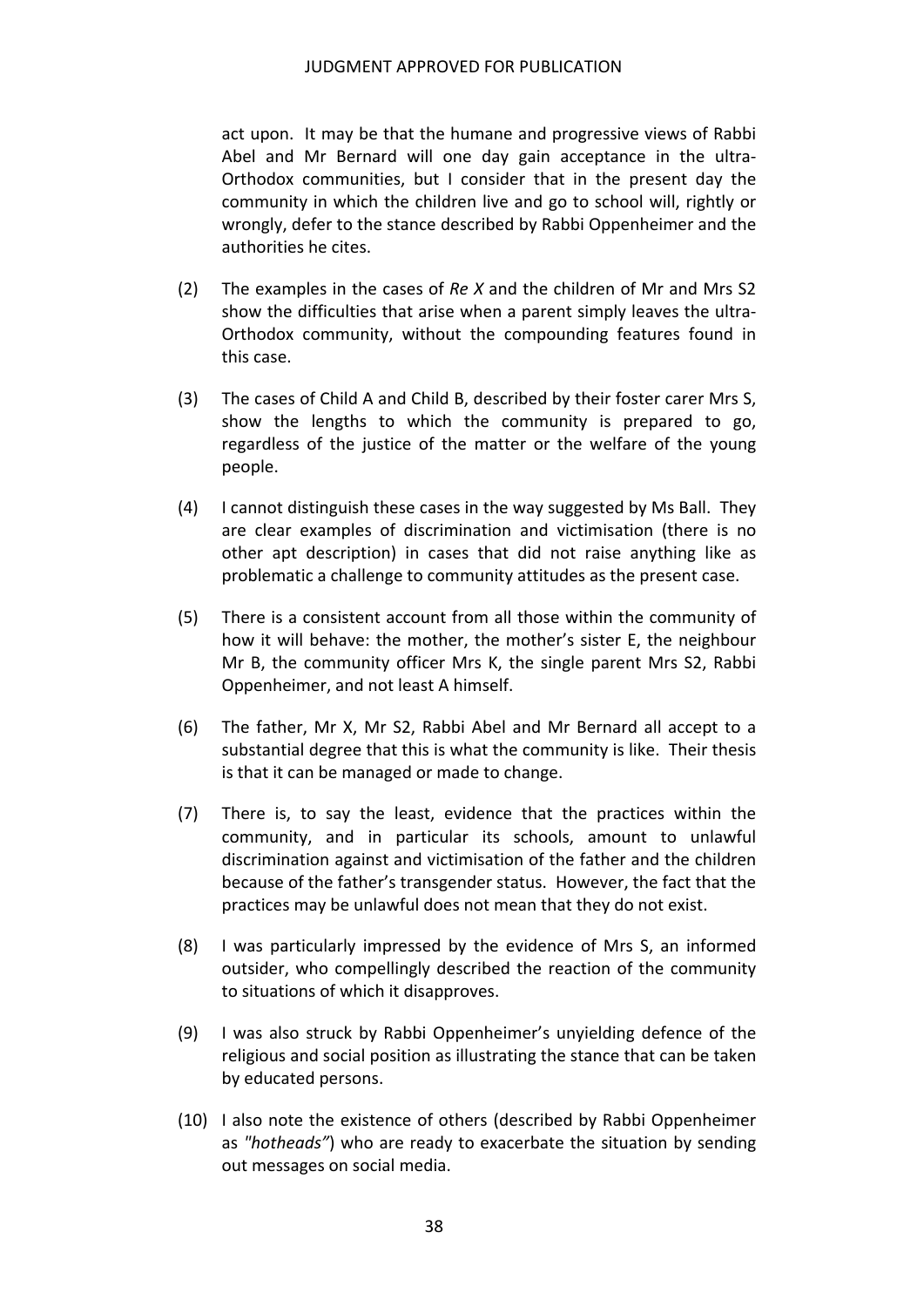act upon. It may be that the humane and progressive views of Rabbi Abel and Mr Bernard will one day gain acceptance in the ultra-Orthodox communities, but I consider that in the present day the community in which the children live and go to school will, rightly or wrongly, defer to the stance described by Rabbi Oppenheimer and the authorities he cites.

(2) The examples in the cases of *Re X* and the children of Mr and Mrs S2 show the difficulties that arise when a parent simply leaves the ultra-Orthodox community, without the compounding features found in this case.

(3) The cases of Child A and Child B, described by their foster carer Mrs S, show the lengths to which the community is prepared to go, regardless of the justice of the matter or the welfare of the young people.

(4) I cannot distinguish these cases in the way suggested by Ms Ball. They are clear examples of discrimination and victimisation (there is no other apt description) in cases that did not raise anything like as problematic a challenge to community attitudes as the present case.

(5) There is a consistent account from all those within the community of how it will behave: the mother, the mother's sister E, the neighbour Mr B, the community officer Mrs K, the single parent Mrs S2, Rabbi Oppenheimer, and not least A himself.

(6) The father, Mr X, Mr S2, Rabbi Abel and Mr Bernard all accept to a substantial degree that this is what the community is like. Their thesis is that it can be managed or made to change.

(7) There is, to say the least, evidence that the practices within the community, and in particular its schools, amount to unlawful discrimination against and victimisation of the father and the children because of the father's transgender status. However, the fact that the practices may be unlawful does not mean that they do not exist.

(8) I was particularly impressed by the evidence of Mrs S, an informed outsider, who compellingly described the reaction of the community to situations of which it disapproves.

(9) I was also struck by Rabbi Oppenheimer's unyielding defence of the religious and social position as illustrating the stance that can be taken by educated persons.

(10) I also note the existence of others (described by Rabbi Oppenheimer as *"hotheads"*) who are ready to exacerbate the situation by sending out messages on social media.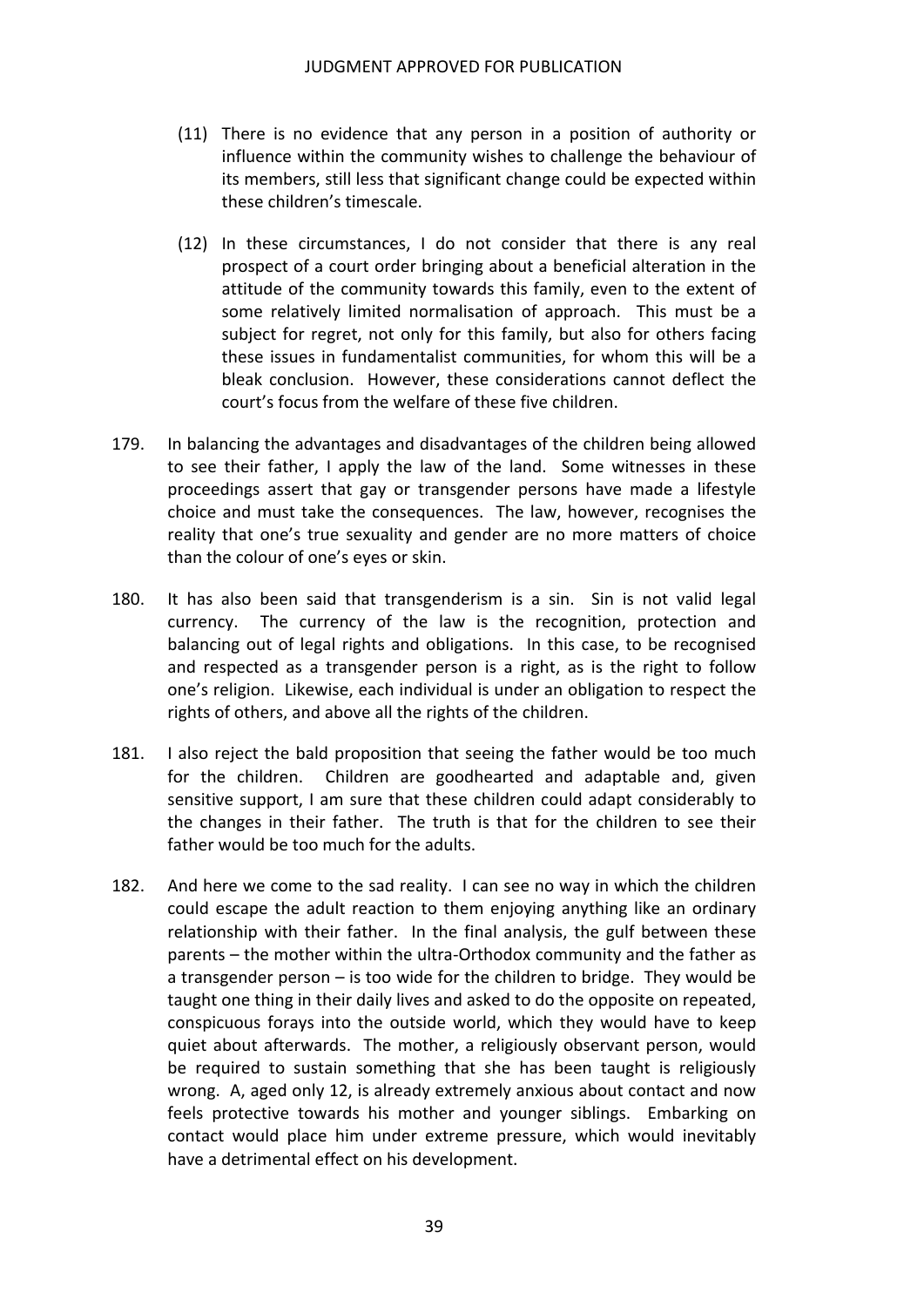(11) There is no evidence that any person in a position of authority or influence within the community wishes to challenge the behaviour of its members, still less that significant change could be expected within these children's timescale.

(12) In these circumstances, I do not consider that there is any real prospect of a court order bringing about a beneficial alteration in the attitude of the community towards this family, even to the extent of some relatively limited normalisation of approach. This must be a subject for regret, not only for this family, but also for others facing these issues in fundamentalist communities, for whom this will be a bleak conclusion. However, these considerations cannot deflect the court's focus from the welfare of these five children.

179. In balancing the advantages and disadvantages of the children being allowed to see their father, I apply the law of the land. Some witnesses in these proceedings assert that gay or transgender persons have made a lifestyle choice and must take the consequences. The law, however, recognises the reality that one's true sexuality and gender are no more matters of choice than the colour of one's eyes or skin.

180. It has also been said that transgenderism is a sin. Sin is not valid legal currency. The currency of the law is the recognition, protection and balancing out of legal rights and obligations. In this case, to be recognised and respected as a transgender person is a right, as is the right to follow one's religion. Likewise, each individual is under an obligation to respect the rights of others, and above all the rights of the children.

181. I also reject the bald proposition that seeing the father would be too much for the children. Children are goodhearted and adaptable and, given sensitive support, I am sure that these children could adapt considerably to the changes in their father. The truth is that for the children to see their father would be too much for the adults.

182. And here we come to the sad reality. I can see no way in which the children could escape the adult reaction to them enjoying anything like an ordinary relationship with their father. In the final analysis, the gulf between these parents – the mother within the ultra-Orthodox community and the father as a transgender person – is too wide for the children to bridge. They would be taught one thing in their daily lives and asked to do the opposite on repeated, conspicuous forays into the outside world, which they would have to keep quiet about afterwards. The mother, a religiously observant person, would be required to sustain something that she has been taught is religiously wrong. A, aged only 12, is already extremely anxious about contact and now feels protective towards his mother and younger siblings. Embarking on contact would place him under extreme pressure, which would inevitably have a detrimental effect on his development.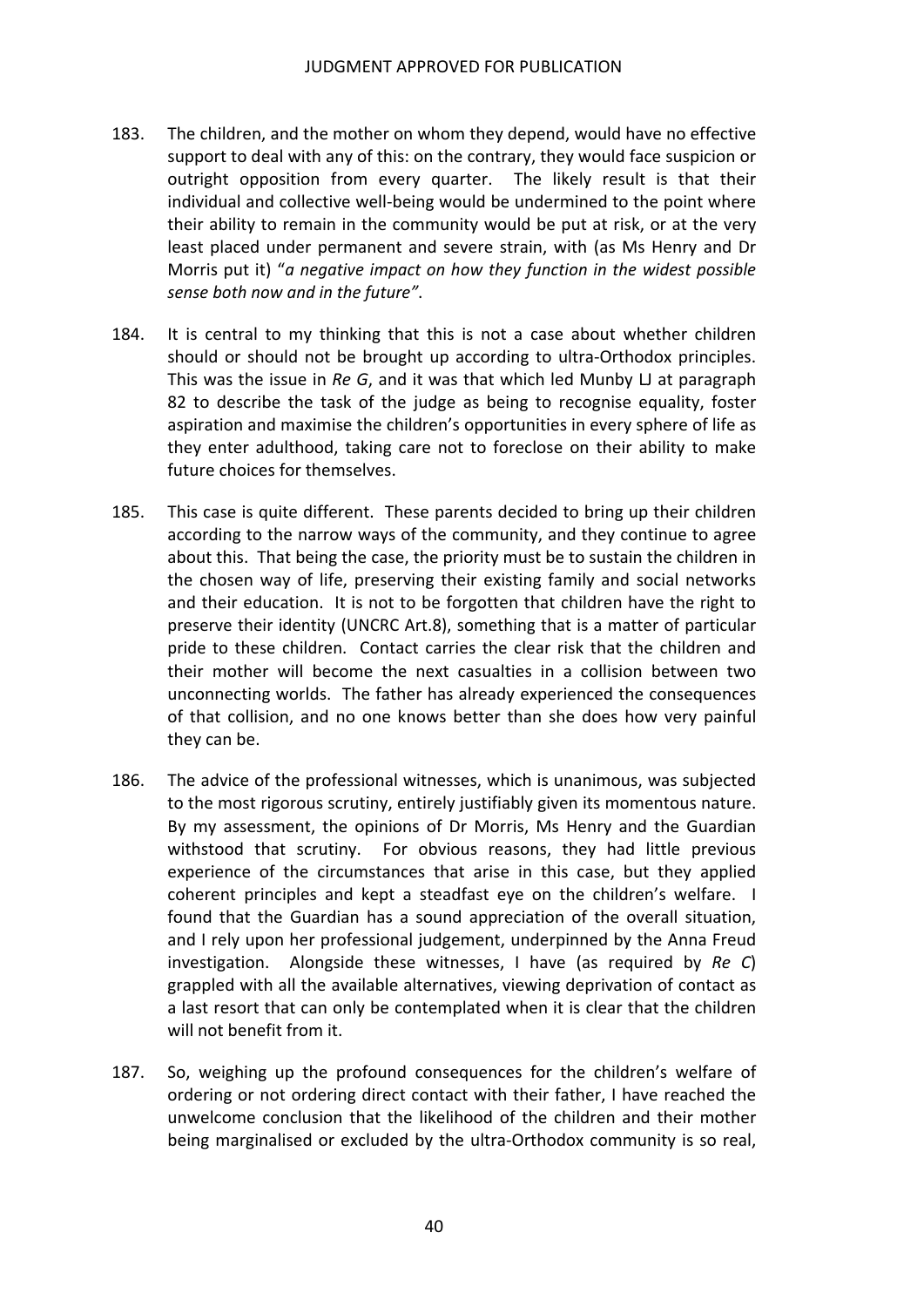183. The children, and the mother on whom they depend, would have no effective support to deal with any of this: on the contrary, they would face suspicion or outright opposition from every quarter. The likely result is that their individual and collective well-being would be undermined to the point where their ability to remain in the community would be put at risk, or at the very least placed under permanent and severe strain, with (as Ms Henry and Dr Morris put it) "*a negative impact on how they function in the widest possible sense both now and in the future"*.

184. It is central to my thinking that this is not a case about whether children should or should not be brought up according to ultra-Orthodox principles. This was the issue in *Re G*, and it was that which led Munby LJ at paragraph 82 to describe the task of the judge as being to recognise equality, foster aspiration and maximise the children's opportunities in every sphere of life as they enter adulthood, taking care not to foreclose on their ability to make future choices for themselves.

185. This case is quite different. These parents decided to bring up their children according to the narrow ways of the community, and they continue to agree about this. That being the case, the priority must be to sustain the children in the chosen way of life, preserving their existing family and social networks and their education. It is not to be forgotten that children have the right to preserve their identity (UNCRC Art.8), something that is a matter of particular pride to these children. Contact carries the clear risk that the children and their mother will become the next casualties in a collision between two unconnecting worlds. The father has already experienced the consequences of that collision, and no one knows better than she does how very painful they can be.

186. The advice of the professional witnesses, which is unanimous, was subjected to the most rigorous scrutiny, entirely justifiably given its momentous nature. By my assessment, the opinions of Dr Morris, Ms Henry and the Guardian withstood that scrutiny. For obvious reasons, they had little previous experience of the circumstances that arise in this case, but they applied coherent principles and kept a steadfast eye on the children's welfare. I found that the Guardian has a sound appreciation of the overall situation, and I rely upon her professional judgement, underpinned by the Anna Freud investigation. Alongside these witnesses, I have (as required by *Re C*) grappled with all the available alternatives, viewing deprivation of contact as a last resort that can only be contemplated when it is clear that the children will not benefit from it.

187. So, weighing up the profound consequences for the children's welfare of ordering or not ordering direct contact with their father, I have reached the unwelcome conclusion that the likelihood of the children and their mother being marginalised or excluded by the ultra-Orthodox community is so real,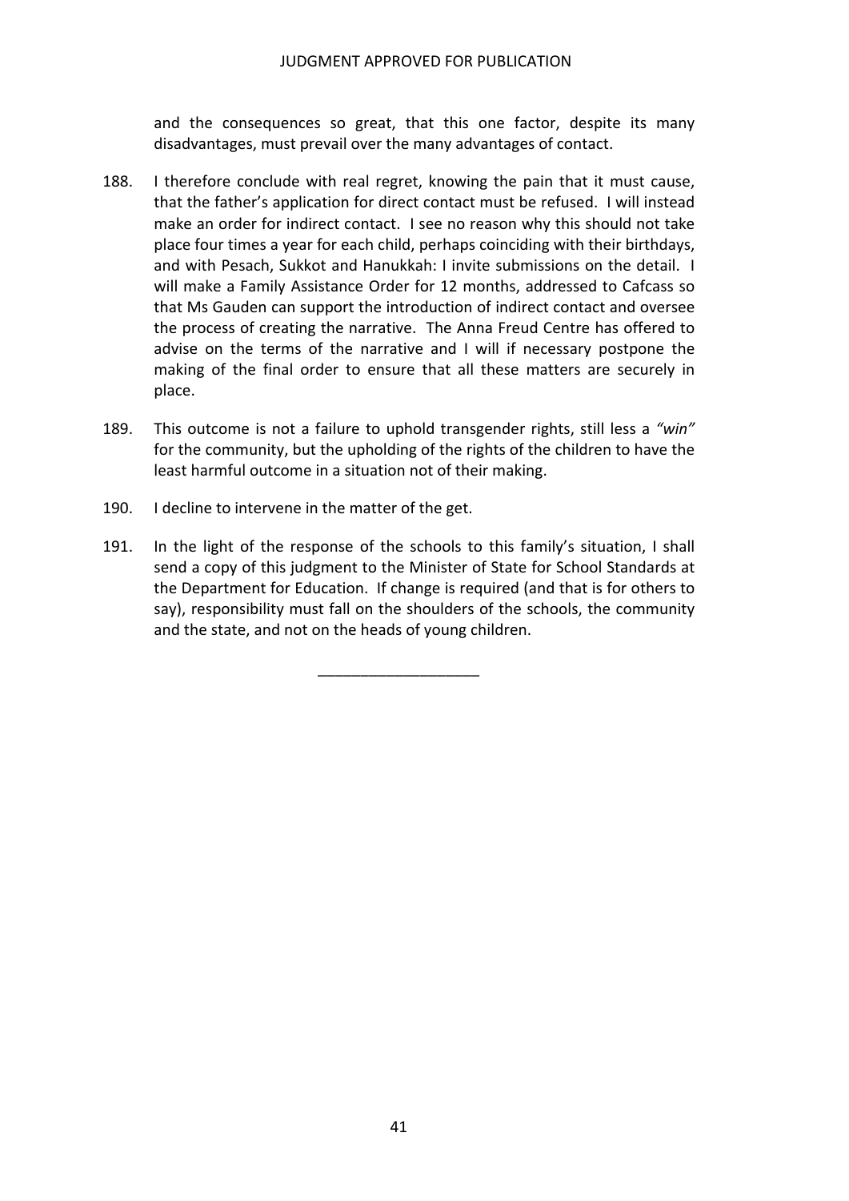and the consequences so great, that this one factor, despite its many disadvantages, must prevail over the many advantages of contact.

188. I therefore conclude with real regret, knowing the pain that it must cause, that the father's application for direct contact must be refused. I will instead make an order for indirect contact. I see no reason why this should not take place four times a year for each child, perhaps coinciding with their birthdays, and with Pesach, Sukkot and Hanukkah: I invite submissions on the detail. I will make a Family Assistance Order for 12 months, addressed to Cafcass so that Ms Gauden can support the introduction of indirect contact and oversee the process of creating the narrative. The Anna Freud Centre has offered to advise on the terms of the narrative and I will if necessary postpone the making of the final order to ensure that all these matters are securely in place.

189. This outcome is not a failure to uphold transgender rights, still less a *"win"* for the community, but the upholding of the rights of the children to have the least harmful outcome in a situation not of their making.

190. I decline to intervene in the matter of the get.

191. In the light of the response of the schools to this family's situation, I shall send a copy of this judgment to the Minister of State for School Standards at the Department for Education. If change is required (and that is for others to say), responsibility must fall on the shoulders of the schools, the community and the state, and not on the heads of young children.

___________________